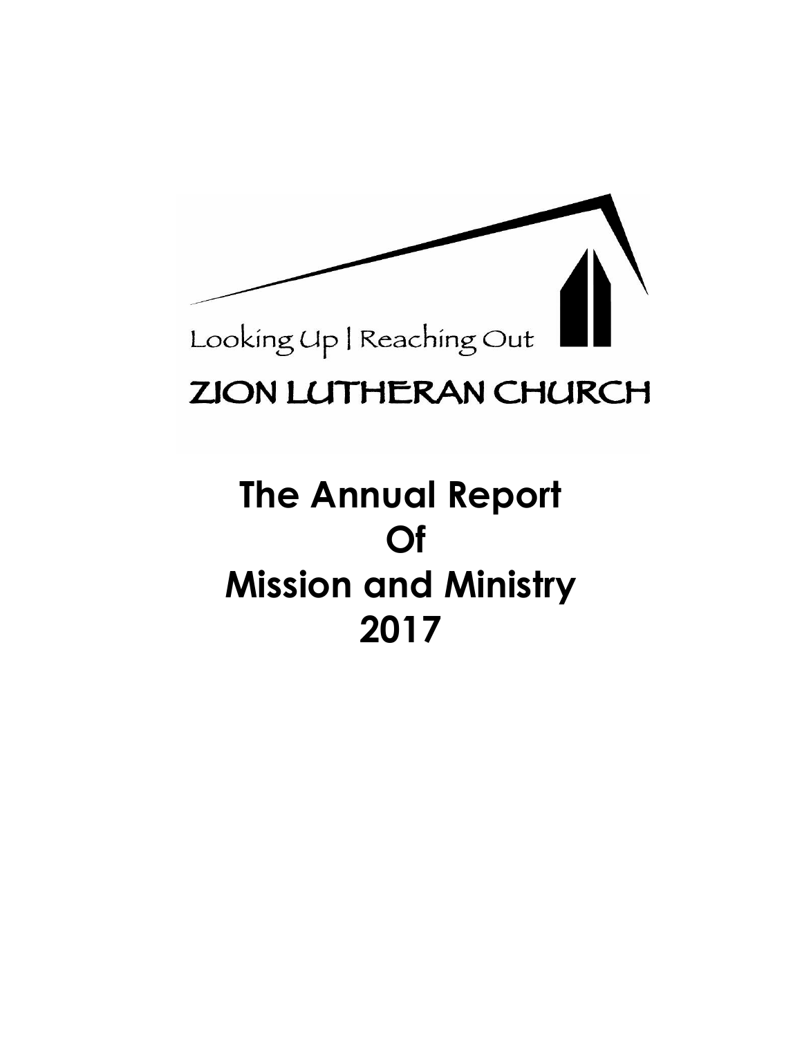Looking Up | Reaching Out

ZION LUTHERAN CHURCH

# The Annual Report Of Mission and Ministry 2017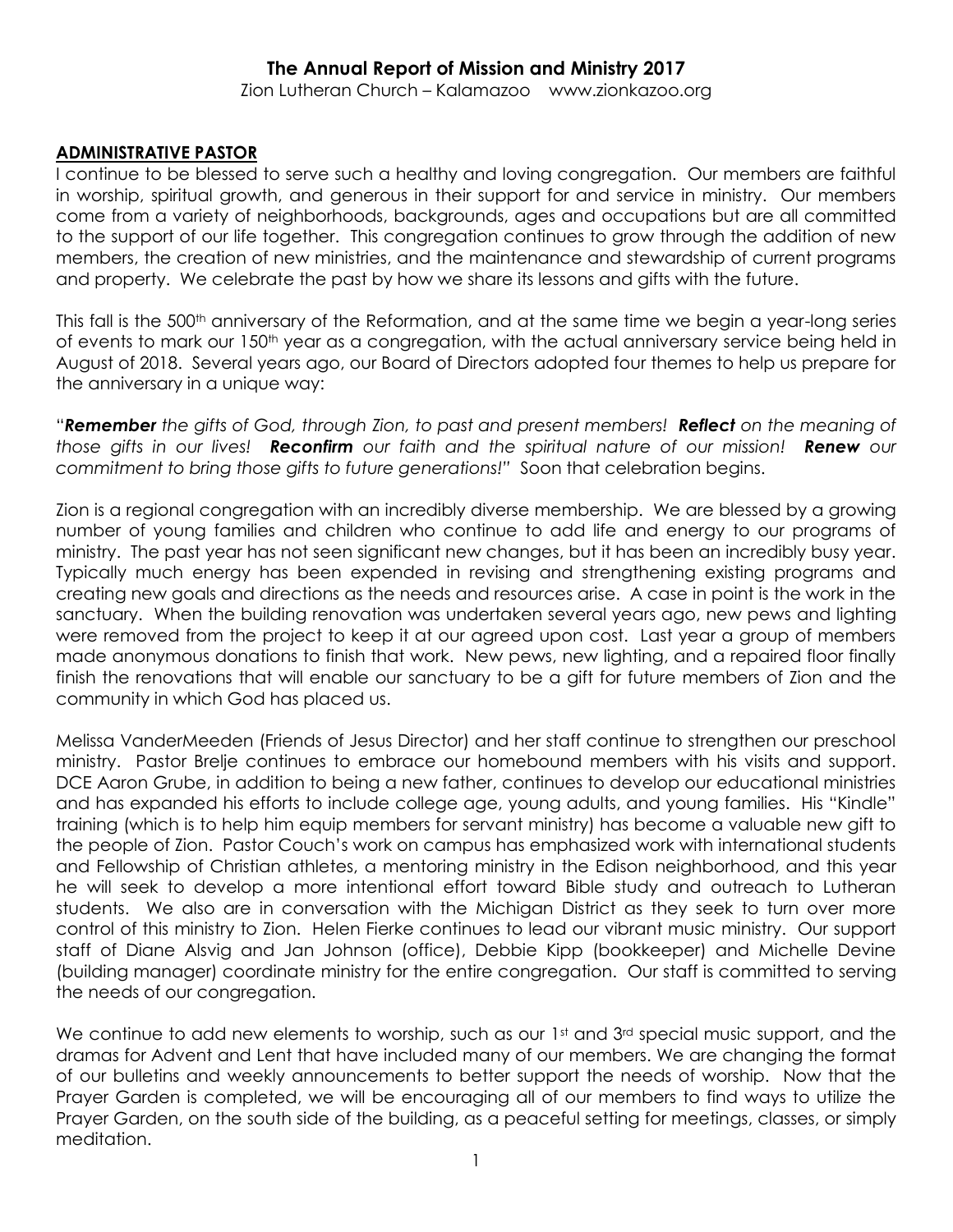# The Annual Report of Mission and Ministry 2017

Zion Lutheran Church – Kalamazoo www.zionkazoo.org

## ADMINISTRATIVE PASTOR

I continue to be blessed to serve such a healthy and loving congregation. Our members are faithful in worship, spiritual growth, and generous in their support for and service in ministry. Our members come from a variety of neighborhoods, backgrounds, ages and occupations but are all committed to the support of our life together. This congregation continues to grow through the addition of new members, the creation of new ministries, and the maintenance and stewardship of current programs and property. We celebrate the past by how we share its lessons and gifts with the future.

This fall is the 500th anniversary of the Reformation, and at the same time we begin a year-long series of events to mark our 150th year as a congregation, with the actual anniversary service being held in August of 2018. Several years ago, our Board of Directors adopted four themes to help us prepare for the anniversary in a unique way:

"***Remember*** *the gifts of God, through Zion, to past and present members!* ***Reflect*** *on the meaning of those gifts in our lives!* ***Reconfirm*** *our faith and the spiritual nature of our mission!* ***Renew*** *our commitment to bring those gifts to future generations!"* Soon that celebration begins.

Zion is a regional congregation with an incredibly diverse membership. We are blessed by a growing number of young families and children who continue to add life and energy to our programs of ministry. The past year has not seen significant new changes, but it has been an incredibly busy year. Typically much energy has been expended in revising and strengthening existing programs and creating new goals and directions as the needs and resources arise. A case in point is the work in the sanctuary. When the building renovation was undertaken several years ago, new pews and lighting were removed from the project to keep it at our agreed upon cost. Last year a group of members made anonymous donations to finish that work. New pews, new lighting, and a repaired floor finally finish the renovations that will enable our sanctuary to be a gift for future members of Zion and the community in which God has placed us.

Melissa VanderMeeden (Friends of Jesus Director) and her staff continue to strengthen our preschool ministry. Pastor Brelje continues to embrace our homebound members with his visits and support. DCE Aaron Grube, in addition to being a new father, continues to develop our educational ministries and has expanded his efforts to include college age, young adults, and young families. His "Kindle" training (which is to help him equip members for servant ministry) has become a valuable new gift to the people of Zion. Pastor Couch's work on campus has emphasized work with international students and Fellowship of Christian athletes, a mentoring ministry in the Edison neighborhood, and this year he will seek to develop a more intentional effort toward Bible study and outreach to Lutheran students. We also are in conversation with the Michigan District as they seek to turn over more control of this ministry to Zion. Helen Fierke continues to lead our vibrant music ministry. Our support staff of Diane Alsvig and Jan Johnson (office), Debbie Kipp (bookkeeper) and Michelle Devine (building manager) coordinate ministry for the entire congregation. Our staff is committed to serving the needs of our congregation.

We continue to add new elements to worship, such as our 1st and 3rd special music support, and the dramas for Advent and Lent that have included many of our members. We are changing the format of our bulletins and weekly announcements to better support the needs of worship. Now that the Prayer Garden is completed, we will be encouraging all of our members to find ways to utilize the Prayer Garden, on the south side of the building, as a peaceful setting for meetings, classes, or simply meditation.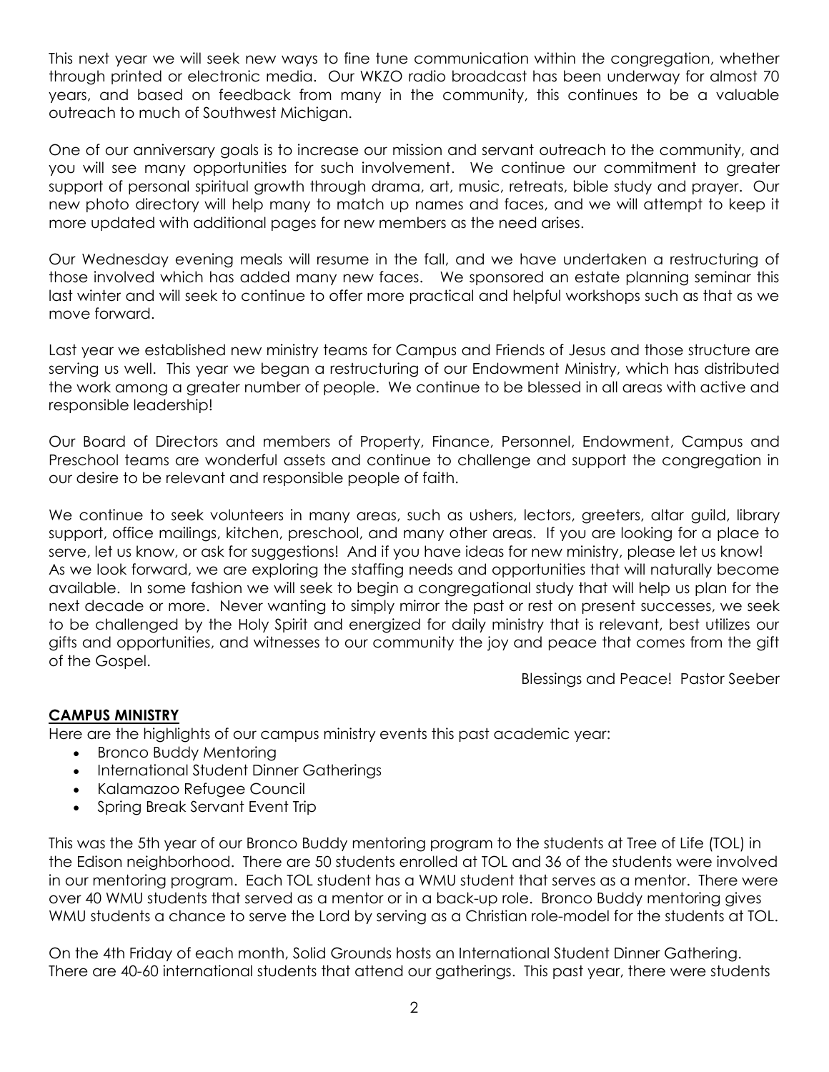This next year we will seek new ways to fine tune communication within the congregation, whether through printed or electronic media. Our WKZO radio broadcast has been underway for almost 70 years, and based on feedback from many in the community, this continues to be a valuable outreach to much of Southwest Michigan.

One of our anniversary goals is to increase our mission and servant outreach to the community, and you will see many opportunities for such involvement. We continue our commitment to greater support of personal spiritual growth through drama, art, music, retreats, bible study and prayer. Our new photo directory will help many to match up names and faces, and we will attempt to keep it more updated with additional pages for new members as the need arises.

Our Wednesday evening meals will resume in the fall, and we have undertaken a restructuring of those involved which has added many new faces. We sponsored an estate planning seminar this last winter and will seek to continue to offer more practical and helpful workshops such as that as we move forward.

Last year we established new ministry teams for Campus and Friends of Jesus and those structure are serving us well. This year we began a restructuring of our Endowment Ministry, which has distributed the work among a greater number of people. We continue to be blessed in all areas with active and responsible leadership!

Our Board of Directors and members of Property, Finance, Personnel, Endowment, Campus and Preschool teams are wonderful assets and continue to challenge and support the congregation in our desire to be relevant and responsible people of faith.

We continue to seek volunteers in many areas, such as ushers, lectors, greeters, altar guild, library support, office mailings, kitchen, preschool, and many other areas. If you are looking for a place to serve, let us know, or ask for suggestions! And if you have ideas for new ministry, please let us know! As we look forward, we are exploring the staffing needs and opportunities that will naturally become available. In some fashion we will seek to begin a congregational study that will help us plan for the next decade or more. Never wanting to simply mirror the past or rest on present successes, we seek to be challenged by the Holy Spirit and energized for daily ministry that is relevant, best utilizes our gifts and opportunities, and witnesses to our community the joy and peace that comes from the gift of the Gospel.

Blessings and Peace! Pastor Seeber

## CAMPUS MINISTRY

Here are the highlights of our campus ministry events this past academic year:

- Bronco Buddy Mentoring
- International Student Dinner Gatherings
- Kalamazoo Refugee Council
- Spring Break Servant Event Trip

This was the 5th year of our Bronco Buddy mentoring program to the students at Tree of Life (TOL) in the Edison neighborhood. There are 50 students enrolled at TOL and 36 of the students were involved in our mentoring program. Each TOL student has a WMU student that serves as a mentor. There were over 40 WMU students that served as a mentor or in a back-up role. Bronco Buddy mentoring gives WMU students a chance to serve the Lord by serving as a Christian role-model for the students at TOL.

On the 4th Friday of each month, Solid Grounds hosts an International Student Dinner Gathering. There are 40-60 international students that attend our gatherings. This past year, there were students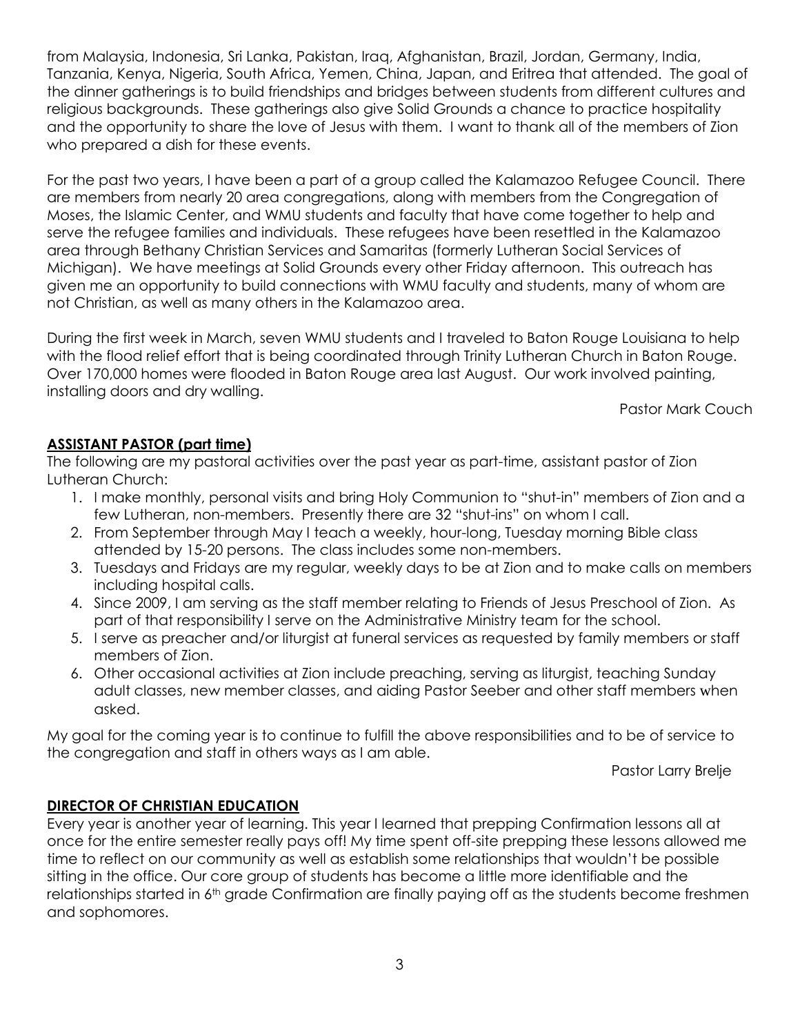from Malaysia, Indonesia, Sri Lanka, Pakistan, Iraq, Afghanistan, Brazil, Jordan, Germany, India, Tanzania, Kenya, Nigeria, South Africa, Yemen, China, Japan, and Eritrea that attended. The goal of the dinner gatherings is to build friendships and bridges between students from different cultures and religious backgrounds. These gatherings also give Solid Grounds a chance to practice hospitality and the opportunity to share the love of Jesus with them. I want to thank all of the members of Zion who prepared a dish for these events.

For the past two years, I have been a part of a group called the Kalamazoo Refugee Council. There are members from nearly 20 area congregations, along with members from the Congregation of Moses, the Islamic Center, and WMU students and faculty that have come together to help and serve the refugee families and individuals. These refugees have been resettled in the Kalamazoo area through Bethany Christian Services and Samaritas (formerly Lutheran Social Services of Michigan). We have meetings at Solid Grounds every other Friday afternoon. This outreach has given me an opportunity to build connections with WMU faculty and students, many of whom are not Christian, as well as many others in the Kalamazoo area.

During the first week in March, seven WMU students and I traveled to Baton Rouge Louisiana to help with the flood relief effort that is being coordinated through Trinity Lutheran Church in Baton Rouge. Over 170,000 homes were flooded in Baton Rouge area last August. Our work involved painting, installing doors and dry walling.

Pastor Mark Couch

## ASSISTANT PASTOR (part time)

The following are my pastoral activities over the past year as part-time, assistant pastor of Zion Lutheran Church:

1. I make monthly, personal visits and bring Holy Communion to "shut-in" members of Zion and a few Lutheran, non-members. Presently there are 32 "shut-ins" on whom I call.
2. From September through May I teach a weekly, hour-long, Tuesday morning Bible class attended by 15-20 persons. The class includes some non-members.
3. Tuesdays and Fridays are my regular, weekly days to be at Zion and to make calls on members including hospital calls.
4. Since 2009, I am serving as the staff member relating to Friends of Jesus Preschool of Zion. As part of that responsibility I serve on the Administrative Ministry team for the school.
5. I serve as preacher and/or liturgist at funeral services as requested by family members or staff members of Zion.
6. Other occasional activities at Zion include preaching, serving as liturgist, teaching Sunday adult classes, new member classes, and aiding Pastor Seeber and other staff members when asked.

My goal for the coming year is to continue to fulfill the above responsibilities and to be of service to the congregation and staff in others ways as I am able.

Pastor Larry Brelje

## DIRECTOR OF CHRISTIAN EDUCATION

Every year is another year of learning. This year I learned that prepping Confirmation lessons all at once for the entire semester really pays off! My time spent off-site prepping these lessons allowed me time to reflect on our community as well as establish some relationships that wouldn't be possible sitting in the office. Our core group of students has become a little more identifiable and the relationships started in 6th grade Confirmation are finally paying off as the students become freshmen and sophomores.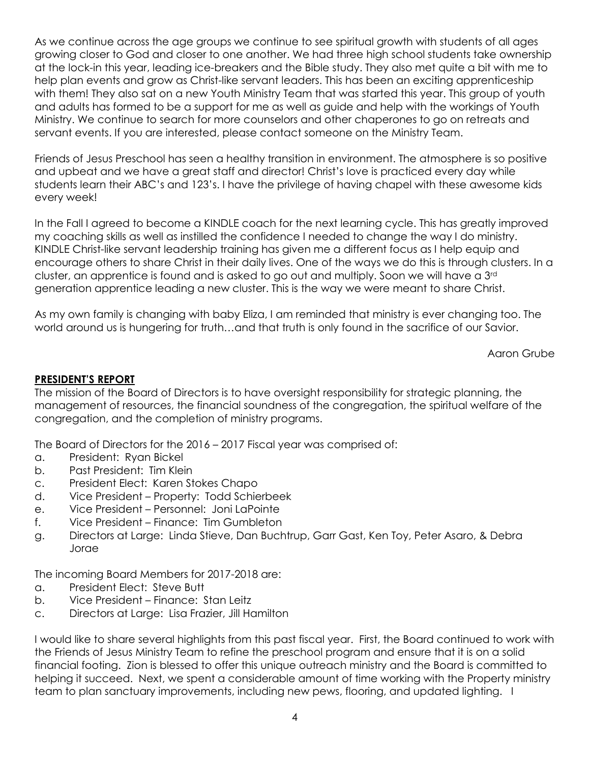As we continue across the age groups we continue to see spiritual growth with students of all ages growing closer to God and closer to one another. We had three high school students take ownership at the lock-in this year, leading ice-breakers and the Bible study. They also met quite a bit with me to help plan events and grow as Christ-like servant leaders. This has been an exciting apprenticeship with them! They also sat on a new Youth Ministry Team that was started this year. This group of youth and adults has formed to be a support for me as well as guide and help with the workings of Youth Ministry. We continue to search for more counselors and other chaperones to go on retreats and servant events. If you are interested, please contact someone on the Ministry Team.

Friends of Jesus Preschool has seen a healthy transition in environment. The atmosphere is so positive and upbeat and we have a great staff and director! Christ's love is practiced every day while students learn their ABC's and 123's. I have the privilege of having chapel with these awesome kids every week!

In the Fall I agreed to become a KINDLE coach for the next learning cycle. This has greatly improved my coaching skills as well as instilled the confidence I needed to change the way I do ministry. KINDLE Christ-like servant leadership training has given me a different focus as I help equip and encourage others to share Christ in their daily lives. One of the ways we do this is through clusters. In a cluster, an apprentice is found and is asked to go out and multiply. Soon we will have a 3rd generation apprentice leading a new cluster. This is the way we were meant to share Christ.

As my own family is changing with baby Eliza, I am reminded that ministry is ever changing too. The world around us is hungering for truth…and that truth is only found in the sacrifice of our Savior.

Aaron Grube

**PRESIDENT'S REPORT**

The mission of the Board of Directors is to have oversight responsibility for strategic planning, the management of resources, the financial soundness of the congregation, the spiritual welfare of the congregation, and the completion of ministry programs.

The Board of Directors for the 2016 – 2017 Fiscal year was comprised of:

a. President: Ryan Bickel
b. Past President: Tim Klein
c. President Elect: Karen Stokes Chapo
d. Vice President – Property: Todd Schierbeek
e. Vice President – Personnel: Joni LaPointe
f. Vice President – Finance: Tim Gumbleton
g. Directors at Large: Linda Stieve, Dan Buchtrup, Garr Gast, Ken Toy, Peter Asaro, & Debra Jorae

The incoming Board Members for 2017-2018 are:

a. President Elect: Steve Butt
b. Vice President – Finance: Stan Leitz
c. Directors at Large: Lisa Frazier, Jill Hamilton

I would like to share several highlights from this past fiscal year. First, the Board continued to work with the Friends of Jesus Ministry Team to refine the preschool program and ensure that it is on a solid financial footing. Zion is blessed to offer this unique outreach ministry and the Board is committed to helping it succeed. Next, we spent a considerable amount of time working with the Property ministry team to plan sanctuary improvements, including new pews, flooring, and updated lighting. I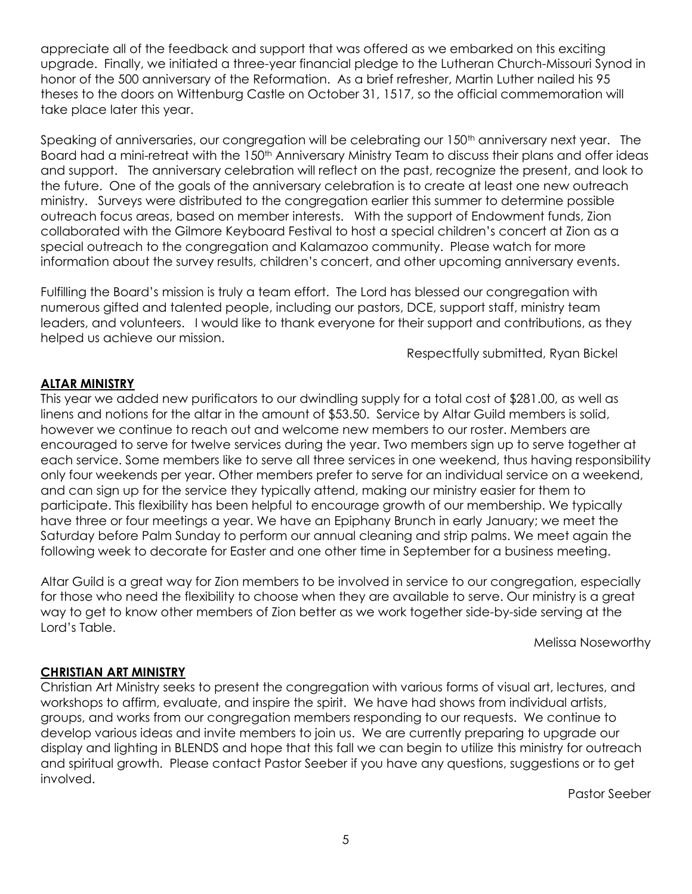appreciate all of the feedback and support that was offered as we embarked on this exciting upgrade. Finally, we initiated a three-year financial pledge to the Lutheran Church-Missouri Synod in honor of the 500 anniversary of the Reformation. As a brief refresher, Martin Luther nailed his 95 theses to the doors on Wittenburg Castle on October 31, 1517, so the official commemoration will take place later this year.

Speaking of anniversaries, our congregation will be celebrating our 150th anniversary next year. The Board had a mini-retreat with the 150th Anniversary Ministry Team to discuss their plans and offer ideas and support. The anniversary celebration will reflect on the past, recognize the present, and look to the future. One of the goals of the anniversary celebration is to create at least one new outreach ministry. Surveys were distributed to the congregation earlier this summer to determine possible outreach focus areas, based on member interests. With the support of Endowment funds, Zion collaborated with the Gilmore Keyboard Festival to host a special children's concert at Zion as a special outreach to the congregation and Kalamazoo community. Please watch for more information about the survey results, children's concert, and other upcoming anniversary events.

Fulfilling the Board's mission is truly a team effort. The Lord has blessed our congregation with numerous gifted and talented people, including our pastors, DCE, support staff, ministry team leaders, and volunteers. I would like to thank everyone for their support and contributions, as they helped us achieve our mission.

Respectfully submitted, Ryan Bickel

## ALTAR MINISTRY

This year we added new purificators to our dwindling supply for a total cost of $281.00, as well as linens and notions for the altar in the amount of $53.50. Service by Altar Guild members is solid, however we continue to reach out and welcome new members to our roster. Members are encouraged to serve for twelve services during the year. Two members sign up to serve together at each service. Some members like to serve all three services in one weekend, thus having responsibility only four weekends per year. Other members prefer to serve for an individual service on a weekend, and can sign up for the service they typically attend, making our ministry easier for them to participate. This flexibility has been helpful to encourage growth of our membership. We typically have three or four meetings a year. We have an Epiphany Brunch in early January; we meet the Saturday before Palm Sunday to perform our annual cleaning and strip palms. We meet again the following week to decorate for Easter and one other time in September for a business meeting.

Altar Guild is a great way for Zion members to be involved in service to our congregation, especially for those who need the flexibility to choose when they are available to serve. Our ministry is a great way to get to know other members of Zion better as we work together side-by-side serving at the Lord's Table.

Melissa Noseworthy

## CHRISTIAN ART MINISTRY

Christian Art Ministry seeks to present the congregation with various forms of visual art, lectures, and workshops to affirm, evaluate, and inspire the spirit. We have had shows from individual artists, groups, and works from our congregation members responding to our requests. We continue to develop various ideas and invite members to join us. We are currently preparing to upgrade our display and lighting in BLENDS and hope that this fall we can begin to utilize this ministry for outreach and spiritual growth. Please contact Pastor Seeber if you have any questions, suggestions or to get involved.

Pastor Seeber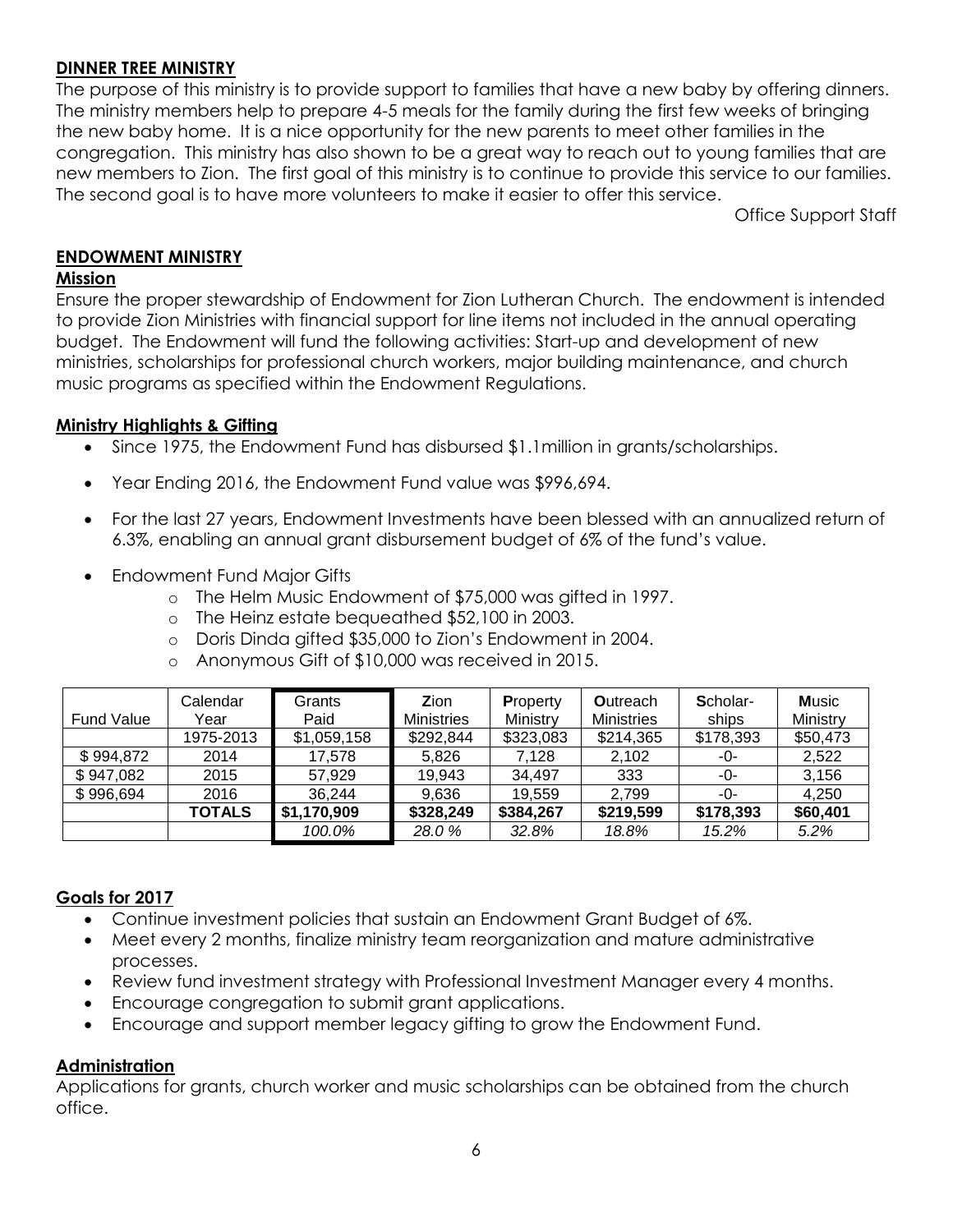**DINNER TREE MINISTRY**

The purpose of this ministry is to provide support to families that have a new baby by offering dinners. The ministry members help to prepare 4-5 meals for the family during the first few weeks of bringing the new baby home. It is a nice opportunity for the new parents to meet other families in the congregation. This ministry has also shown to be a great way to reach out to young families that are new members to Zion. The first goal of this ministry is to continue to provide this service to our families. The second goal is to have more volunteers to make it easier to offer this service.

Office Support Staff

**ENDOWMENT MINISTRY**

**Mission**

Ensure the proper stewardship of Endowment for Zion Lutheran Church. The endowment is intended to provide Zion Ministries with financial support for line items not included in the annual operating budget. The Endowment will fund the following activities: Start-up and development of new ministries, scholarships for professional church workers, major building maintenance, and church music programs as specified within the Endowment Regulations.

**Ministry Highlights & Gifting**

- Since 1975, the Endowment Fund has disbursed $1.1million in grants/scholarships.
- Year Ending 2016, the Endowment Fund value was $996,694.
- For the last 27 years, Endowment Investments have been blessed with an annualized return of 6.3%, enabling an annual grant disbursement budget of 6% of the fund's value.
- Endowment Fund Major Gifts
  - The Helm Music Endowment of $75,000 was gifted in 1997.
  - The Heinz estate bequeathed $52,100 in 2003.
  - Doris Dinda gifted $35,000 to Zion's Endowment in 2004.
  - Anonymous Gift of $10,000 was received in 2015.

| Fund Value | Calendar Year | Grants Paid | **Z**ion Ministries | **P**roperty Ministry | **O**utreach Ministries | **S**cholar-ships | **M**usic Ministry |
|---|---|---|---|---|---|---|---|
| | 1975-2013 | $1,059,158 | $292,844 | $323,083 | $214,365 | $178,393 | $50,473 |
| $ 994,872 | 2014 | 17,578 | 5,826 | 7,128 | 2,102 | -0- | 2,522 |
| $ 947,082 | 2015 | 57,929 | 19,943 | 34,497 | 333 | -0- | 3,156 |
| $ 996,694 | 2016 | 36,244 | 9,636 | 19,559 | 2,799 | -0- | 4,250 |
| | **TOTALS** | **$1,170,909** | **$328,249** | **$384,267** | **$219,599** | **$178,393** | **$60,401** |
| | | *100.0%* | *28.0 %* | *32.8%* | *18.8%* | *15.2%* | *5.2%* |

**Goals for 2017**

- Continue investment policies that sustain an Endowment Grant Budget of 6%.
- Meet every 2 months, finalize ministry team reorganization and mature administrative processes.
- Review fund investment strategy with Professional Investment Manager every 4 months.
- Encourage congregation to submit grant applications.
- Encourage and support member legacy gifting to grow the Endowment Fund.

**Administration**

Applications for grants, church worker and music scholarships can be obtained from the church office.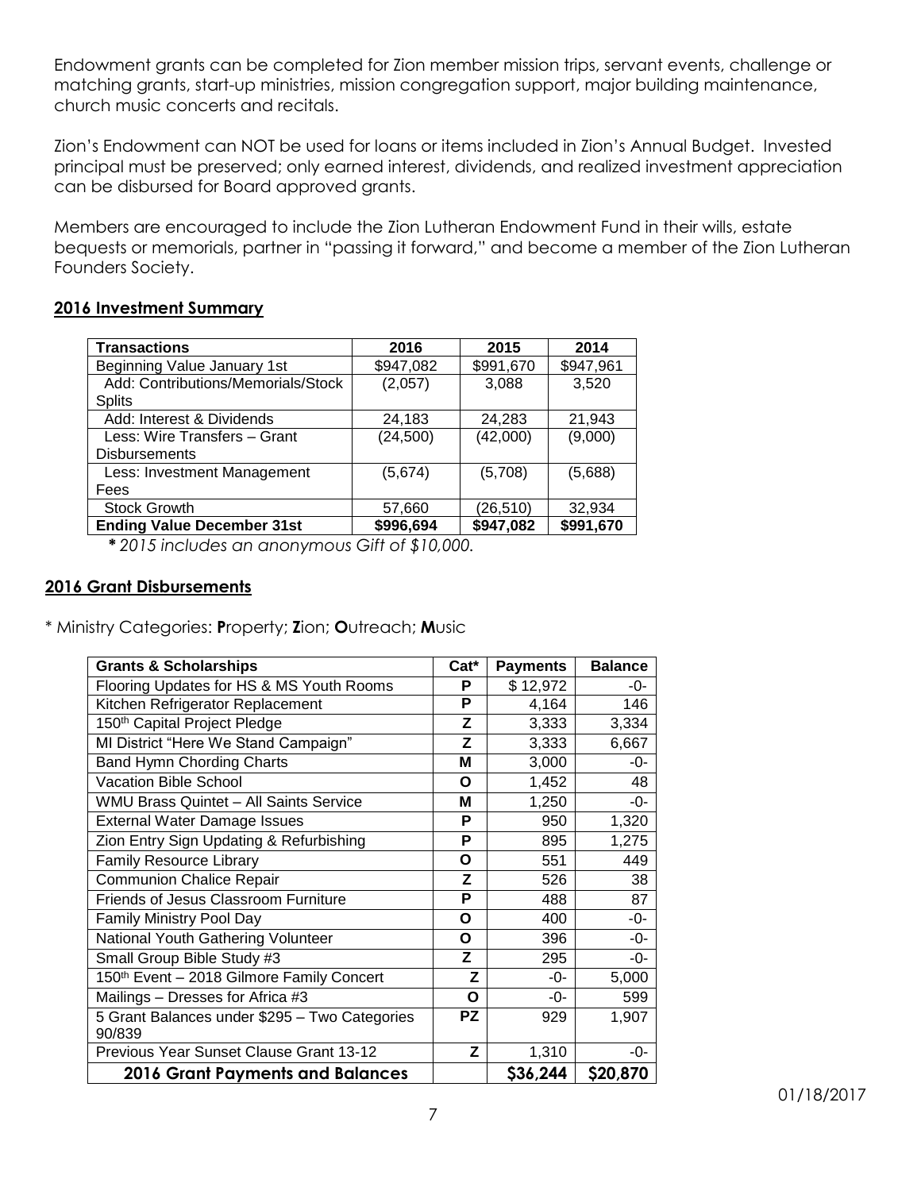Endowment grants can be completed for Zion member mission trips, servant events, challenge or matching grants, start-up ministries, mission congregation support, major building maintenance, church music concerts and recitals.

Zion's Endowment can NOT be used for loans or items included in Zion's Annual Budget. Invested principal must be preserved; only earned interest, dividends, and realized investment appreciation can be disbursed for Board approved grants.

Members are encouraged to include the Zion Lutheran Endowment Fund in their wills, estate bequests or memorials, partner in "passing it forward," and become a member of the Zion Lutheran Founders Society.

## 2016 Investment Summary

| Transactions | 2016 | 2015 | 2014 |
|---|---|---|---|
| Beginning Value January 1st | $947,082 | $991,670 | $947,961 |
| Add: Contributions/Memorials/Stock Splits | (2,057) | 3,088 | 3,520 |
| Add: Interest & Dividends | 24,183 | 24,283 | 21,943 |
| Less: Wire Transfers – Grant Disbursements | (24,500) | (42,000) | (9,000) |
| Less: Investment Management Fees | (5,674) | (5,708) | (5,688) |
| Stock Growth | 57,660 | (26,510) | 32,934 |
| **Ending Value December 31st** | **$996,694** | **$947,082** | **$991,670** |

***** *2015 includes an anonymous Gift of $10,000.*

## 2016 Grant Disbursements

* Ministry Categories: **P**roperty; **Z**ion; **O**utreach; **M**usic

| Grants & Scholarships | Cat* | Payments | Balance |
|---|---|---|---|
| Flooring Updates for HS & MS Youth Rooms | P | $ 12,972 | -0- |
| Kitchen Refrigerator Replacement | P | 4,164 | 146 |
| 150th Capital Project Pledge | Z | 3,333 | 3,334 |
| MI District "Here We Stand Campaign" | Z | 3,333 | 6,667 |
| Band Hymn Chording Charts | M | 3,000 | -0- |
| Vacation Bible School | O | 1,452 | 48 |
| WMU Brass Quintet – All Saints Service | M | 1,250 | -0- |
| External Water Damage Issues | P | 950 | 1,320 |
| Zion Entry Sign Updating & Refurbishing | P | 895 | 1,275 |
| Family Resource Library | O | 551 | 449 |
| Communion Chalice Repair | Z | 526 | 38 |
| Friends of Jesus Classroom Furniture | P | 488 | 87 |
| Family Ministry Pool Day | O | 400 | -0- |
| National Youth Gathering Volunteer | O | 396 | -0- |
| Small Group Bible Study #3 | Z | 295 | -0- |
| 150th Event – 2018 Gilmore Family Concert | Z | -0- | 5,000 |
| Mailings – Dresses for Africa #3 | O | -0- | 599 |
| 5 Grant Balances under $295 – Two Categories 90/839 | PZ | 929 | 1,907 |
| Previous Year Sunset Clause Grant 13-12 | Z | 1,310 | -0- |
| **2016 Grant Payments and Balances** | | **$36,244** | **$20,870** |

01/18/2017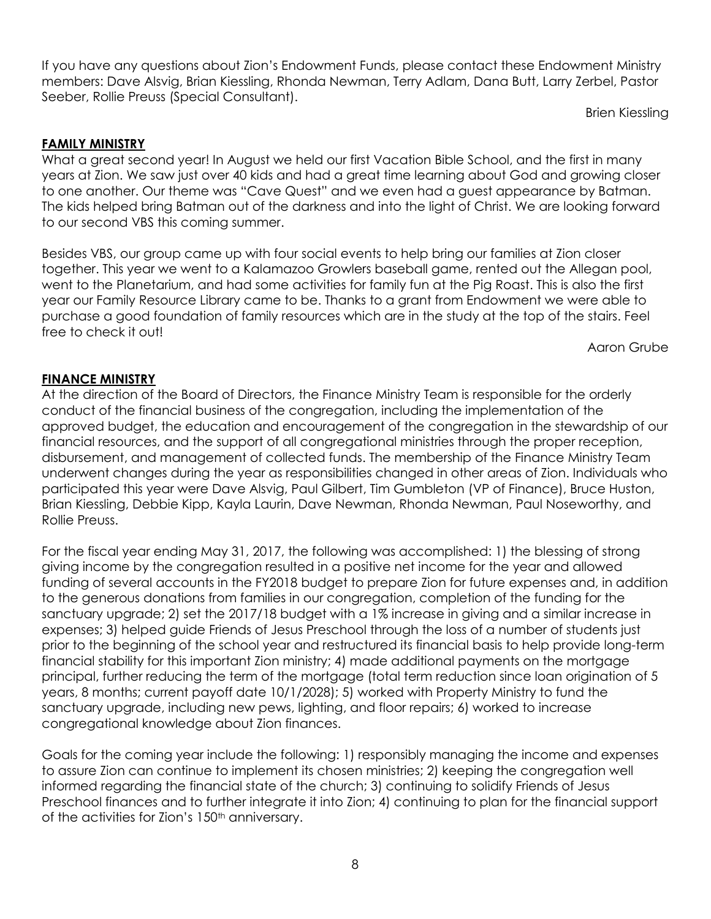If you have any questions about Zion's Endowment Funds, please contact these Endowment Ministry members: Dave Alsvig, Brian Kiessling, Rhonda Newman, Terry Adlam, Dana Butt, Larry Zerbel, Pastor Seeber, Rollie Preuss (Special Consultant).

Brien Kiessling

## **FAMILY MINISTRY**

What a great second year! In August we held our first Vacation Bible School, and the first in many years at Zion. We saw just over 40 kids and had a great time learning about God and growing closer to one another. Our theme was "Cave Quest" and we even had a guest appearance by Batman. The kids helped bring Batman out of the darkness and into the light of Christ. We are looking forward to our second VBS this coming summer.

Besides VBS, our group came up with four social events to help bring our families at Zion closer together. This year we went to a Kalamazoo Growlers baseball game, rented out the Allegan pool, went to the Planetarium, and had some activities for family fun at the Pig Roast. This is also the first year our Family Resource Library came to be. Thanks to a grant from Endowment we were able to purchase a good foundation of family resources which are in the study at the top of the stairs. Feel free to check it out!

Aaron Grube

## **FINANCE MINISTRY**

At the direction of the Board of Directors, the Finance Ministry Team is responsible for the orderly conduct of the financial business of the congregation, including the implementation of the approved budget, the education and encouragement of the congregation in the stewardship of our financial resources, and the support of all congregational ministries through the proper reception, disbursement, and management of collected funds. The membership of the Finance Ministry Team underwent changes during the year as responsibilities changed in other areas of Zion. Individuals who participated this year were Dave Alsvig, Paul Gilbert, Tim Gumbleton (VP of Finance), Bruce Huston, Brian Kiessling, Debbie Kipp, Kayla Laurin, Dave Newman, Rhonda Newman, Paul Noseworthy, and Rollie Preuss.

For the fiscal year ending May 31, 2017, the following was accomplished: 1) the blessing of strong giving income by the congregation resulted in a positive net income for the year and allowed funding of several accounts in the FY2018 budget to prepare Zion for future expenses and, in addition to the generous donations from families in our congregation, completion of the funding for the sanctuary upgrade; 2) set the 2017/18 budget with a 1% increase in giving and a similar increase in expenses; 3) helped guide Friends of Jesus Preschool through the loss of a number of students just prior to the beginning of the school year and restructured its financial basis to help provide long-term financial stability for this important Zion ministry; 4) made additional payments on the mortgage principal, further reducing the term of the mortgage (total term reduction since loan origination of 5 years, 8 months; current payoff date 10/1/2028); 5) worked with Property Ministry to fund the sanctuary upgrade, including new pews, lighting, and floor repairs; 6) worked to increase congregational knowledge about Zion finances.

Goals for the coming year include the following: 1) responsibly managing the income and expenses to assure Zion can continue to implement its chosen ministries; 2) keeping the congregation well informed regarding the financial state of the church; 3) continuing to solidify Friends of Jesus Preschool finances and to further integrate it into Zion; 4) continuing to plan for the financial support of the activities for Zion's 150th anniversary.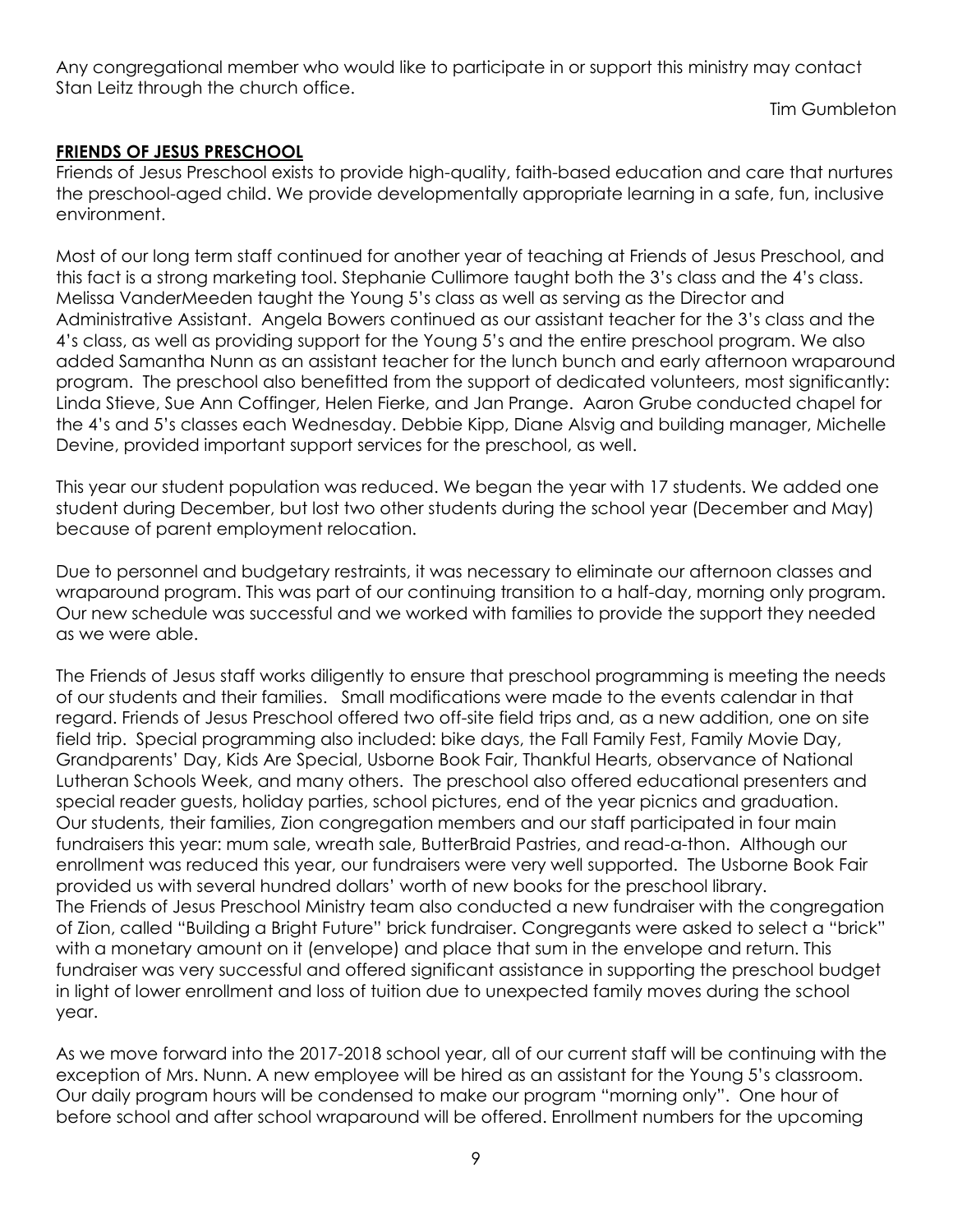Any congregational member who would like to participate in or support this ministry may contact Stan Leitz through the church office.

Tim Gumbleton

## FRIENDS OF JESUS PRESCHOOL

Friends of Jesus Preschool exists to provide high-quality, faith-based education and care that nurtures the preschool-aged child. We provide developmentally appropriate learning in a safe, fun, inclusive environment.

Most of our long term staff continued for another year of teaching at Friends of Jesus Preschool, and this fact is a strong marketing tool. Stephanie Cullimore taught both the 3's class and the 4's class. Melissa VanderMeeden taught the Young 5's class as well as serving as the Director and Administrative Assistant. Angela Bowers continued as our assistant teacher for the 3's class and the 4's class, as well as providing support for the Young 5's and the entire preschool program. We also added Samantha Nunn as an assistant teacher for the lunch bunch and early afternoon wraparound program. The preschool also benefitted from the support of dedicated volunteers, most significantly: Linda Stieve, Sue Ann Coffinger, Helen Fierke, and Jan Prange. Aaron Grube conducted chapel for the 4's and 5's classes each Wednesday. Debbie Kipp, Diane Alsvig and building manager, Michelle Devine, provided important support services for the preschool, as well.

This year our student population was reduced. We began the year with 17 students. We added one student during December, but lost two other students during the school year (December and May) because of parent employment relocation.

Due to personnel and budgetary restraints, it was necessary to eliminate our afternoon classes and wraparound program. This was part of our continuing transition to a half-day, morning only program. Our new schedule was successful and we worked with families to provide the support they needed as we were able.

The Friends of Jesus staff works diligently to ensure that preschool programming is meeting the needs of our students and their families. Small modifications were made to the events calendar in that regard. Friends of Jesus Preschool offered two off-site field trips and, as a new addition, one on site field trip. Special programming also included: bike days, the Fall Family Fest, Family Movie Day, Grandparents' Day, Kids Are Special, Usborne Book Fair, Thankful Hearts, observance of National Lutheran Schools Week, and many others. The preschool also offered educational presenters and special reader guests, holiday parties, school pictures, end of the year picnics and graduation. Our students, their families, Zion congregation members and our staff participated in four main fundraisers this year: mum sale, wreath sale, ButterBraid Pastries, and read-a-thon. Although our enrollment was reduced this year, our fundraisers were very well supported. The Usborne Book Fair provided us with several hundred dollars' worth of new books for the preschool library.
The Friends of Jesus Preschool Ministry team also conducted a new fundraiser with the congregation of Zion, called "Building a Bright Future" brick fundraiser. Congregants were asked to select a "brick" with a monetary amount on it (envelope) and place that sum in the envelope and return. This fundraiser was very successful and offered significant assistance in supporting the preschool budget in light of lower enrollment and loss of tuition due to unexpected family moves during the school year.

As we move forward into the 2017-2018 school year, all of our current staff will be continuing with the exception of Mrs. Nunn. A new employee will be hired as an assistant for the Young 5's classroom. Our daily program hours will be condensed to make our program "morning only". One hour of before school and after school wraparound will be offered. Enrollment numbers for the upcoming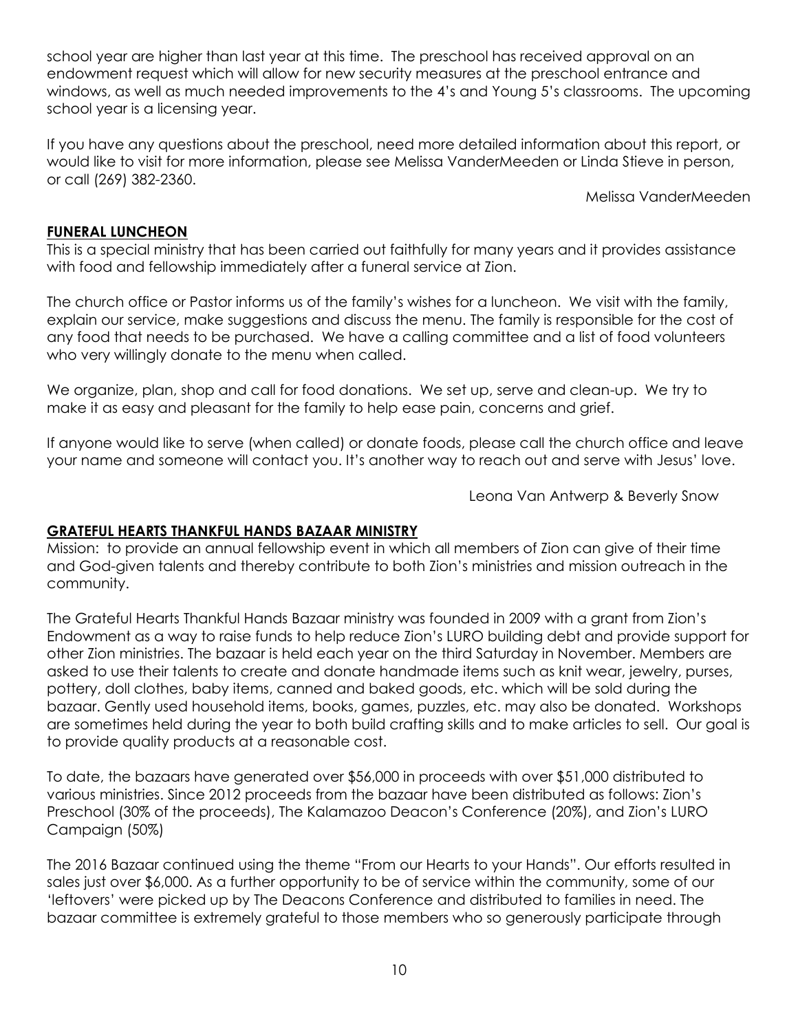school year are higher than last year at this time. The preschool has received approval on an endowment request which will allow for new security measures at the preschool entrance and windows, as well as much needed improvements to the 4's and Young 5's classrooms. The upcoming school year is a licensing year.

If you have any questions about the preschool, need more detailed information about this report, or would like to visit for more information, please see Melissa VanderMeeden or Linda Stieve in person, or call (269) 382-2360.

Melissa VanderMeeden

## FUNERAL LUNCHEON

This is a special ministry that has been carried out faithfully for many years and it provides assistance with food and fellowship immediately after a funeral service at Zion.

The church office or Pastor informs us of the family's wishes for a luncheon. We visit with the family, explain our service, make suggestions and discuss the menu. The family is responsible for the cost of any food that needs to be purchased. We have a calling committee and a list of food volunteers who very willingly donate to the menu when called.

We organize, plan, shop and call for food donations. We set up, serve and clean-up. We try to make it as easy and pleasant for the family to help ease pain, concerns and grief.

If anyone would like to serve (when called) or donate foods, please call the church office and leave your name and someone will contact you. It's another way to reach out and serve with Jesus' love.

Leona Van Antwerp & Beverly Snow

## GRATEFUL HEARTS THANKFUL HANDS BAZAAR MINISTRY

Mission: to provide an annual fellowship event in which all members of Zion can give of their time and God-given talents and thereby contribute to both Zion's ministries and mission outreach in the community.

The Grateful Hearts Thankful Hands Bazaar ministry was founded in 2009 with a grant from Zion's Endowment as a way to raise funds to help reduce Zion's LURO building debt and provide support for other Zion ministries. The bazaar is held each year on the third Saturday in November. Members are asked to use their talents to create and donate handmade items such as knit wear, jewelry, purses, pottery, doll clothes, baby items, canned and baked goods, etc. which will be sold during the bazaar. Gently used household items, books, games, puzzles, etc. may also be donated. Workshops are sometimes held during the year to both build crafting skills and to make articles to sell. Our goal is to provide quality products at a reasonable cost.

To date, the bazaars have generated over $56,000 in proceeds with over $51,000 distributed to various ministries. Since 2012 proceeds from the bazaar have been distributed as follows: Zion's Preschool (30% of the proceeds), The Kalamazoo Deacon's Conference (20%), and Zion's LURO Campaign (50%)

The 2016 Bazaar continued using the theme "From our Hearts to your Hands". Our efforts resulted in sales just over $6,000. As a further opportunity to be of service within the community, some of our 'leftovers' were picked up by The Deacons Conference and distributed to families in need. The bazaar committee is extremely grateful to those members who so generously participate through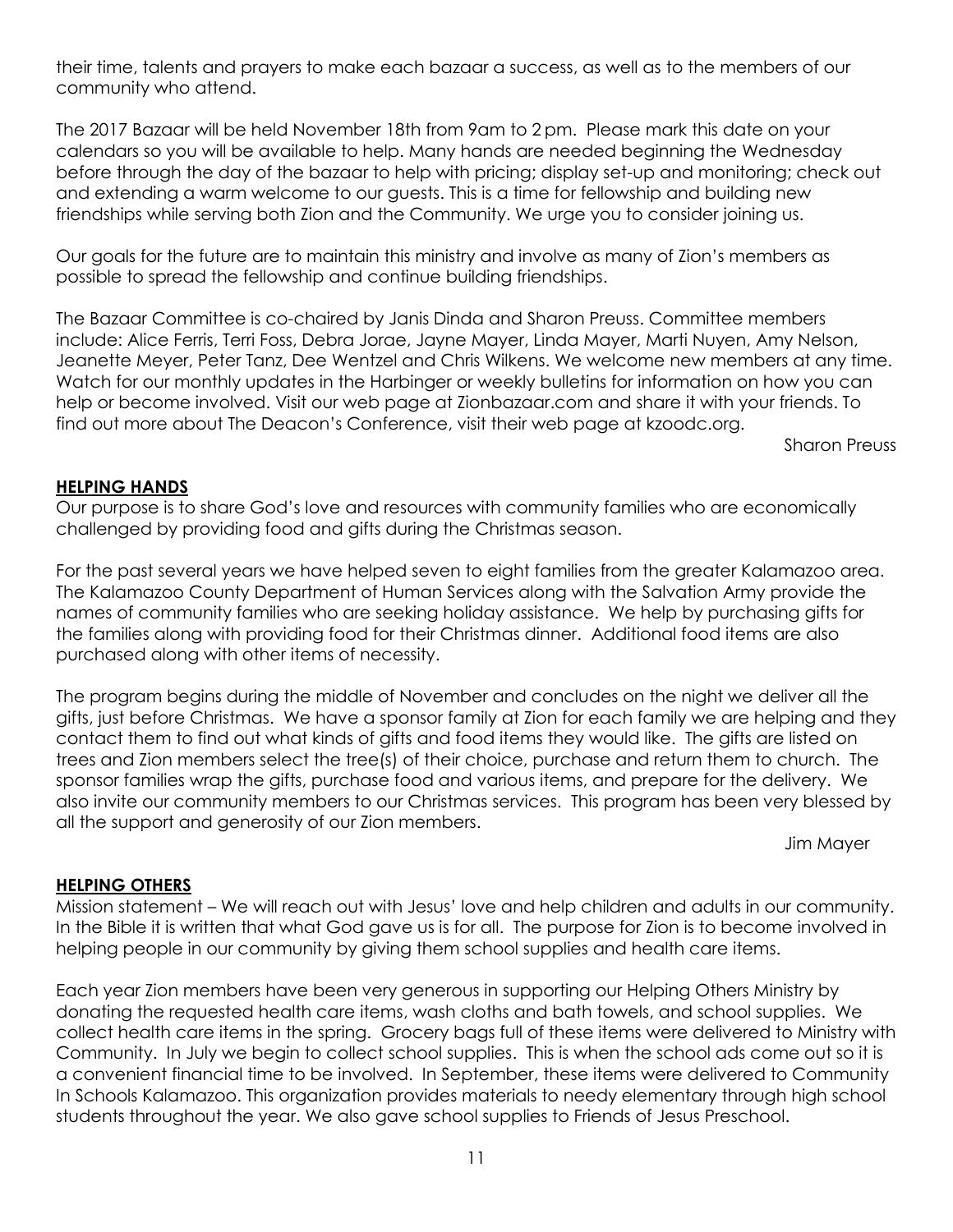their time, talents and prayers to make each bazaar a success, as well as to the members of our community who attend.

The 2017 Bazaar will be held November 18th from 9am to 2 pm. Please mark this date on your calendars so you will be available to help. Many hands are needed beginning the Wednesday before through the day of the bazaar to help with pricing; display set-up and monitoring; check out and extending a warm welcome to our guests. This is a time for fellowship and building new friendships while serving both Zion and the Community. We urge you to consider joining us.

Our goals for the future are to maintain this ministry and involve as many of Zion's members as possible to spread the fellowship and continue building friendships.

The Bazaar Committee is co-chaired by Janis Dinda and Sharon Preuss. Committee members include: Alice Ferris, Terri Foss, Debra Jorae, Jayne Mayer, Linda Mayer, Marti Nuyen, Amy Nelson, Jeanette Meyer, Peter Tanz, Dee Wentzel and Chris Wilkens. We welcome new members at any time. Watch for our monthly updates in the Harbinger or weekly bulletins for information on how you can help or become involved. Visit our web page at Zionbazaar.com and share it with your friends. To find out more about The Deacon's Conference, visit their web page at kzoodc.org.

Sharon Preuss

## HELPING HANDS

Our purpose is to share God's love and resources with community families who are economically challenged by providing food and gifts during the Christmas season.

For the past several years we have helped seven to eight families from the greater Kalamazoo area. The Kalamazoo County Department of Human Services along with the Salvation Army provide the names of community families who are seeking holiday assistance. We help by purchasing gifts for the families along with providing food for their Christmas dinner. Additional food items are also purchased along with other items of necessity.

The program begins during the middle of November and concludes on the night we deliver all the gifts, just before Christmas. We have a sponsor family at Zion for each family we are helping and they contact them to find out what kinds of gifts and food items they would like. The gifts are listed on trees and Zion members select the tree(s) of their choice, purchase and return them to church. The sponsor families wrap the gifts, purchase food and various items, and prepare for the delivery. We also invite our community members to our Christmas services. This program has been very blessed by all the support and generosity of our Zion members.

Jim Mayer

## HELPING OTHERS

Mission statement – We will reach out with Jesus' love and help children and adults in our community. In the Bible it is written that what God gave us is for all. The purpose for Zion is to become involved in helping people in our community by giving them school supplies and health care items.

Each year Zion members have been very generous in supporting our Helping Others Ministry by donating the requested health care items, wash cloths and bath towels, and school supplies. We collect health care items in the spring. Grocery bags full of these items were delivered to Ministry with Community. In July we begin to collect school supplies. This is when the school ads come out so it is a convenient financial time to be involved. In September, these items were delivered to Community In Schools Kalamazoo. This organization provides materials to needy elementary through high school students throughout the year. We also gave school supplies to Friends of Jesus Preschool.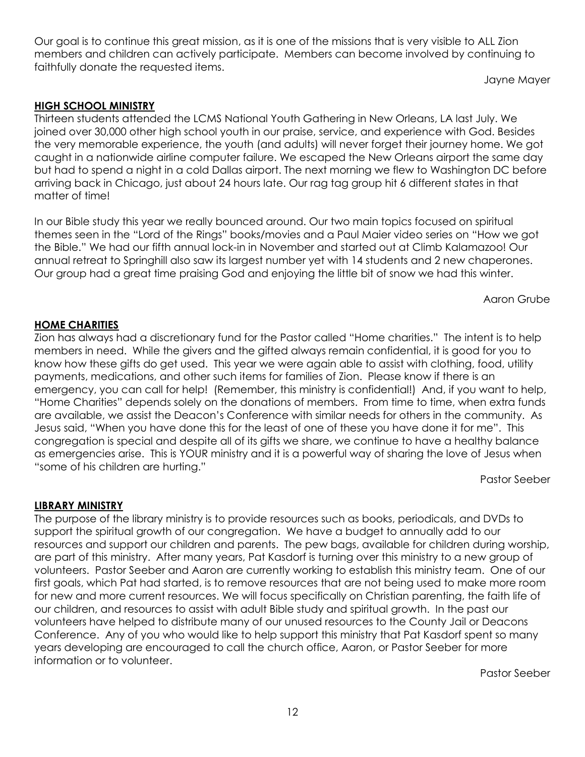Our goal is to continue this great mission, as it is one of the missions that is very visible to ALL Zion members and children can actively participate. Members can become involved by continuing to faithfully donate the requested items.

Jayne Mayer

## HIGH SCHOOL MINISTRY

Thirteen students attended the LCMS National Youth Gathering in New Orleans, LA last July. We joined over 30,000 other high school youth in our praise, service, and experience with God. Besides the very memorable experience, the youth (and adults) will never forget their journey home. We got caught in a nationwide airline computer failure. We escaped the New Orleans airport the same day but had to spend a night in a cold Dallas airport. The next morning we flew to Washington DC before arriving back in Chicago, just about 24 hours late. Our rag tag group hit 6 different states in that matter of time!

In our Bible study this year we really bounced around. Our two main topics focused on spiritual themes seen in the "Lord of the Rings" books/movies and a Paul Maier video series on "How we got the Bible." We had our fifth annual lock-in in November and started out at Climb Kalamazoo! Our annual retreat to Springhill also saw its largest number yet with 14 students and 2 new chaperones. Our group had a great time praising God and enjoying the little bit of snow we had this winter.

Aaron Grube

## HOME CHARITIES

Zion has always had a discretionary fund for the Pastor called "Home charities." The intent is to help members in need. While the givers and the gifted always remain confidential, it is good for you to know how these gifts do get used. This year we were again able to assist with clothing, food, utility payments, medications, and other such items for families of Zion. Please know if there is an emergency, you can call for help! (Remember, this ministry is confidential!) And, if you want to help, "Home Charities" depends solely on the donations of members. From time to time, when extra funds are available, we assist the Deacon's Conference with similar needs for others in the community. As Jesus said, "When you have done this for the least of one of these you have done it for me". This congregation is special and despite all of its gifts we share, we continue to have a healthy balance as emergencies arise. This is YOUR ministry and it is a powerful way of sharing the love of Jesus when "some of his children are hurting."

Pastor Seeber

## LIBRARY MINISTRY

The purpose of the library ministry is to provide resources such as books, periodicals, and DVDs to support the spiritual growth of our congregation. We have a budget to annually add to our resources and support our children and parents. The pew bags, available for children during worship, are part of this ministry. After many years, Pat Kasdorf is turning over this ministry to a new group of volunteers. Pastor Seeber and Aaron are currently working to establish this ministry team. One of our first goals, which Pat had started, is to remove resources that are not being used to make more room for new and more current resources. We will focus specifically on Christian parenting, the faith life of our children, and resources to assist with adult Bible study and spiritual growth. In the past our volunteers have helped to distribute many of our unused resources to the County Jail or Deacons Conference. Any of you who would like to help support this ministry that Pat Kasdorf spent so many years developing are encouraged to call the church office, Aaron, or Pastor Seeber for more information or to volunteer.

Pastor Seeber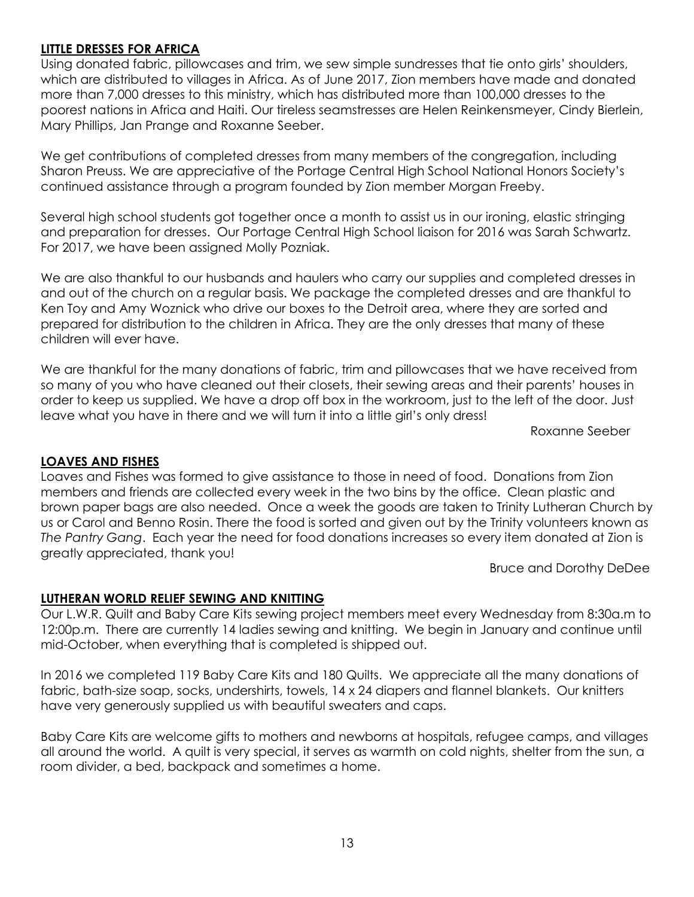## LITTLE DRESSES FOR AFRICA

Using donated fabric, pillowcases and trim, we sew simple sundresses that tie onto girls' shoulders, which are distributed to villages in Africa. As of June 2017, Zion members have made and donated more than 7,000 dresses to this ministry, which has distributed more than 100,000 dresses to the poorest nations in Africa and Haiti. Our tireless seamstresses are Helen Reinkensmeyer, Cindy Bierlein, Mary Phillips, Jan Prange and Roxanne Seeber.

We get contributions of completed dresses from many members of the congregation, including Sharon Preuss. We are appreciative of the Portage Central High School National Honors Society's continued assistance through a program founded by Zion member Morgan Freeby.

Several high school students got together once a month to assist us in our ironing, elastic stringing and preparation for dresses. Our Portage Central High School liaison for 2016 was Sarah Schwartz. For 2017, we have been assigned Molly Pozniak.

We are also thankful to our husbands and haulers who carry our supplies and completed dresses in and out of the church on a regular basis. We package the completed dresses and are thankful to Ken Toy and Amy Woznick who drive our boxes to the Detroit area, where they are sorted and prepared for distribution to the children in Africa. They are the only dresses that many of these children will ever have.

We are thankful for the many donations of fabric, trim and pillowcases that we have received from so many of you who have cleaned out their closets, their sewing areas and their parents' houses in order to keep us supplied. We have a drop off box in the workroom, just to the left of the door. Just leave what you have in there and we will turn it into a little girl's only dress!

Roxanne Seeber

## LOAVES AND FISHES

Loaves and Fishes was formed to give assistance to those in need of food. Donations from Zion members and friends are collected every week in the two bins by the office. Clean plastic and brown paper bags are also needed. Once a week the goods are taken to Trinity Lutheran Church by us or Carol and Benno Rosin. There the food is sorted and given out by the Trinity volunteers known as *The Pantry Gang*. Each year the need for food donations increases so every item donated at Zion is greatly appreciated, thank you!

Bruce and Dorothy DeDee

## LUTHERAN WORLD RELIEF SEWING AND KNITTING

Our L.W.R. Quilt and Baby Care Kits sewing project members meet every Wednesday from 8:30a.m to 12:00p.m. There are currently 14 ladies sewing and knitting. We begin in January and continue until mid-October, when everything that is completed is shipped out.

In 2016 we completed 119 Baby Care Kits and 180 Quilts. We appreciate all the many donations of fabric, bath-size soap, socks, undershirts, towels, 14 x 24 diapers and flannel blankets. Our knitters have very generously supplied us with beautiful sweaters and caps.

Baby Care Kits are welcome gifts to mothers and newborns at hospitals, refugee camps, and villages all around the world. A quilt is very special, it serves as warmth on cold nights, shelter from the sun, a room divider, a bed, backpack and sometimes a home.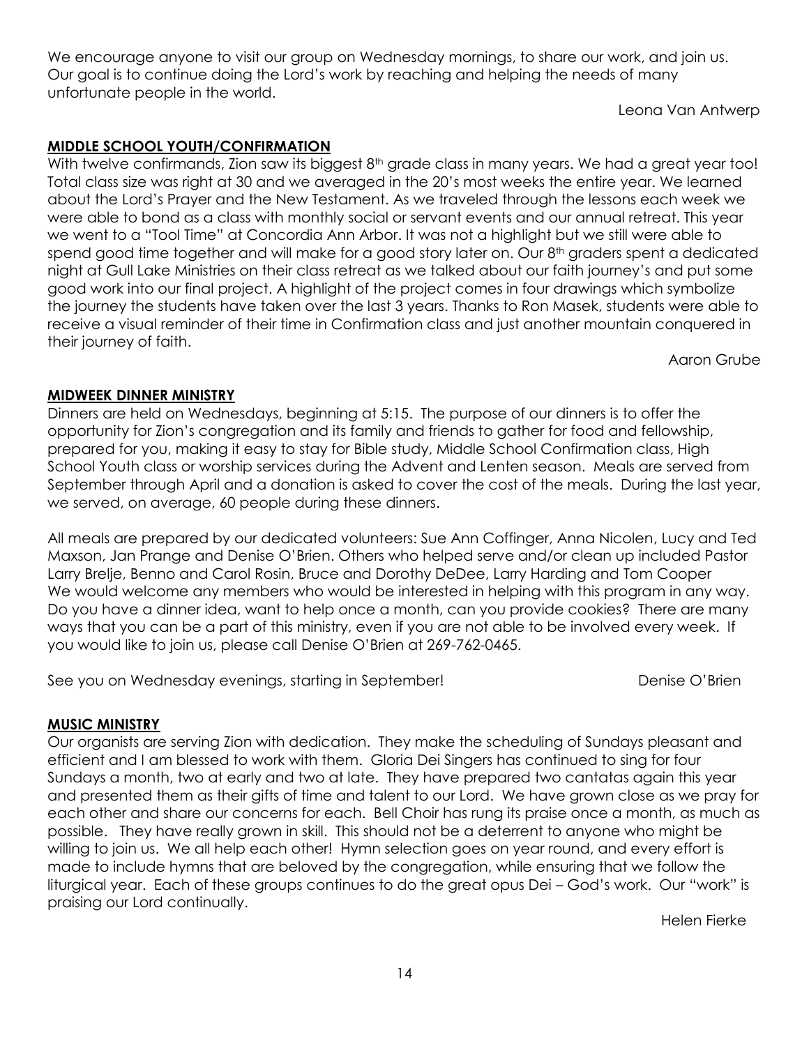We encourage anyone to visit our group on Wednesday mornings, to share our work, and join us. Our goal is to continue doing the Lord's work by reaching and helping the needs of many unfortunate people in the world.

Leona Van Antwerp

**MIDDLE SCHOOL YOUTH/CONFIRMATION**

With twelve confirmands, Zion saw its biggest 8th grade class in many years. We had a great year too! Total class size was right at 30 and we averaged in the 20's most weeks the entire year. We learned about the Lord's Prayer and the New Testament. As we traveled through the lessons each week we were able to bond as a class with monthly social or servant events and our annual retreat. This year we went to a "Tool Time" at Concordia Ann Arbor. It was not a highlight but we still were able to spend good time together and will make for a good story later on. Our 8th graders spent a dedicated night at Gull Lake Ministries on their class retreat as we talked about our faith journey's and put some good work into our final project. A highlight of the project comes in four drawings which symbolize the journey the students have taken over the last 3 years. Thanks to Ron Masek, students were able to receive a visual reminder of their time in Confirmation class and just another mountain conquered in their journey of faith.

Aaron Grube

**MIDWEEK DINNER MINISTRY**

Dinners are held on Wednesdays, beginning at 5:15. The purpose of our dinners is to offer the opportunity for Zion's congregation and its family and friends to gather for food and fellowship, prepared for you, making it easy to stay for Bible study, Middle School Confirmation class, High School Youth class or worship services during the Advent and Lenten season. Meals are served from September through April and a donation is asked to cover the cost of the meals. During the last year, we served, on average, 60 people during these dinners.

All meals are prepared by our dedicated volunteers: Sue Ann Coffinger, Anna Nicolen, Lucy and Ted Maxson, Jan Prange and Denise O'Brien. Others who helped serve and/or clean up included Pastor Larry Brelje, Benno and Carol Rosin, Bruce and Dorothy DeDee, Larry Harding and Tom Cooper
We would welcome any members who would be interested in helping with this program in any way. Do you have a dinner idea, want to help once a month, can you provide cookies? There are many ways that you can be a part of this ministry, even if you are not able to be involved every week. If you would like to join us, please call Denise O'Brien at 269-762-0465.

See you on Wednesday evenings, starting in September!

Denise O'Brien

**MUSIC MINISTRY**

Our organists are serving Zion with dedication. They make the scheduling of Sundays pleasant and efficient and I am blessed to work with them. Gloria Dei Singers has continued to sing for four Sundays a month, two at early and two at late. They have prepared two cantatas again this year and presented them as their gifts of time and talent to our Lord. We have grown close as we pray for each other and share our concerns for each. Bell Choir has rung its praise once a month, as much as possible. They have really grown in skill. This should not be a deterrent to anyone who might be willing to join us. We all help each other! Hymn selection goes on year round, and every effort is made to include hymns that are beloved by the congregation, while ensuring that we follow the liturgical year. Each of these groups continues to do the great opus Dei – God's work. Our "work" is praising our Lord continually.

Helen Fierke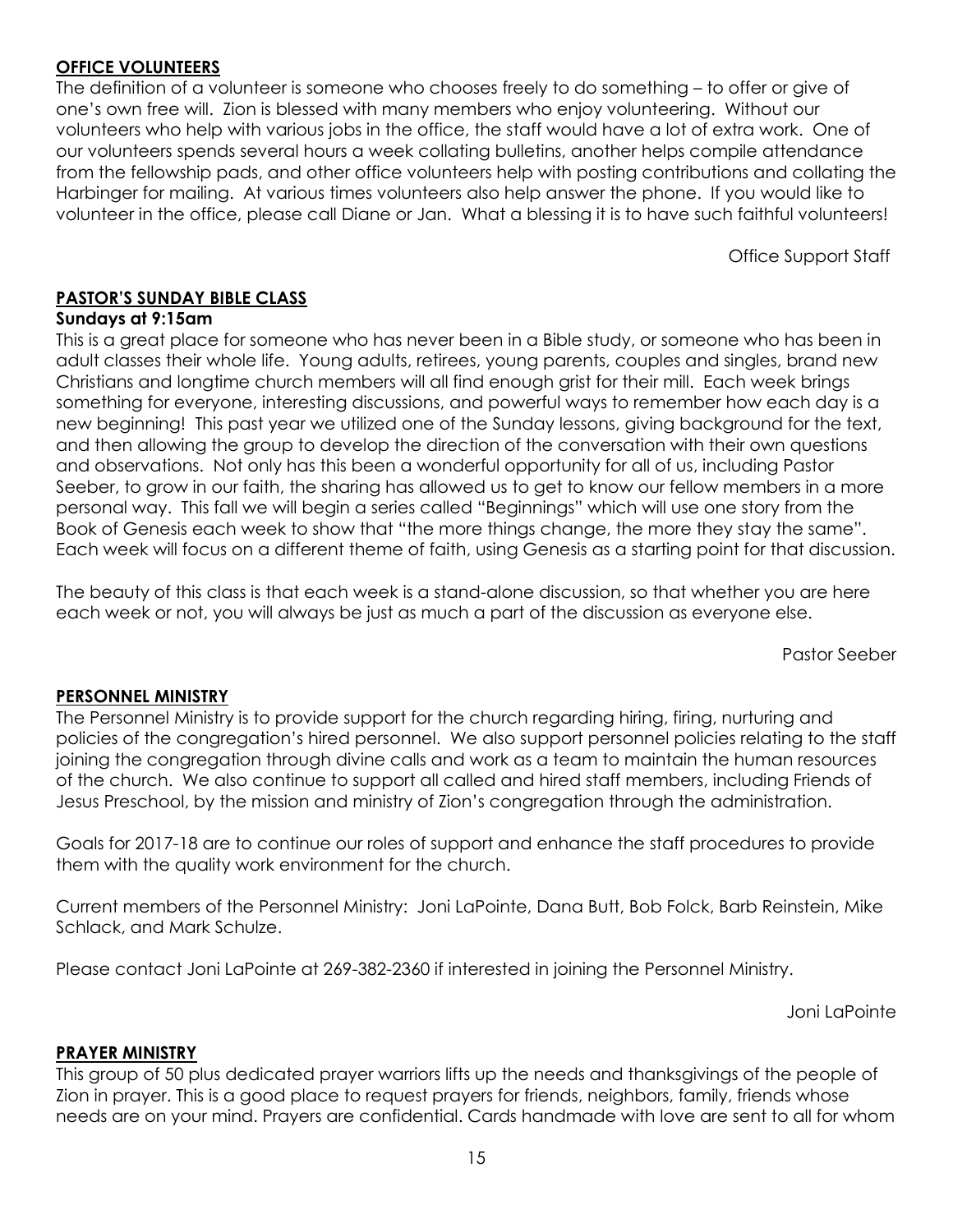## **OFFICE VOLUNTEERS**

The definition of a volunteer is someone who chooses freely to do something – to offer or give of one's own free will. Zion is blessed with many members who enjoy volunteering. Without our volunteers who help with various jobs in the office, the staff would have a lot of extra work. One of our volunteers spends several hours a week collating bulletins, another helps compile attendance from the fellowship pads, and other office volunteers help with posting contributions and collating the Harbinger for mailing. At various times volunteers also help answer the phone. If you would like to volunteer in the office, please call Diane or Jan. What a blessing it is to have such faithful volunteers!

Office Support Staff

## **PASTOR'S SUNDAY BIBLE CLASS**

**Sundays at 9:15am**

This is a great place for someone who has never been in a Bible study, or someone who has been in adult classes their whole life. Young adults, retirees, young parents, couples and singles, brand new Christians and longtime church members will all find enough grist for their mill. Each week brings something for everyone, interesting discussions, and powerful ways to remember how each day is a new beginning! This past year we utilized one of the Sunday lessons, giving background for the text, and then allowing the group to develop the direction of the conversation with their own questions and observations. Not only has this been a wonderful opportunity for all of us, including Pastor Seeber, to grow in our faith, the sharing has allowed us to get to know our fellow members in a more personal way. This fall we will begin a series called "Beginnings" which will use one story from the Book of Genesis each week to show that "the more things change, the more they stay the same". Each week will focus on a different theme of faith, using Genesis as a starting point for that discussion.

The beauty of this class is that each week is a stand-alone discussion, so that whether you are here each week or not, you will always be just as much a part of the discussion as everyone else.

Pastor Seeber

## **PERSONNEL MINISTRY**

The Personnel Ministry is to provide support for the church regarding hiring, firing, nurturing and policies of the congregation's hired personnel. We also support personnel policies relating to the staff joining the congregation through divine calls and work as a team to maintain the human resources of the church. We also continue to support all called and hired staff members, including Friends of Jesus Preschool, by the mission and ministry of Zion's congregation through the administration.

Goals for 2017-18 are to continue our roles of support and enhance the staff procedures to provide them with the quality work environment for the church.

Current members of the Personnel Ministry: Joni LaPointe, Dana Butt, Bob Folck, Barb Reinstein, Mike Schlack, and Mark Schulze.

Please contact Joni LaPointe at 269-382-2360 if interested in joining the Personnel Ministry.

Joni LaPointe

## **PRAYER MINISTRY**

This group of 50 plus dedicated prayer warriors lifts up the needs and thanksgivings of the people of Zion in prayer. This is a good place to request prayers for friends, neighbors, family, friends whose needs are on your mind. Prayers are confidential. Cards handmade with love are sent to all for whom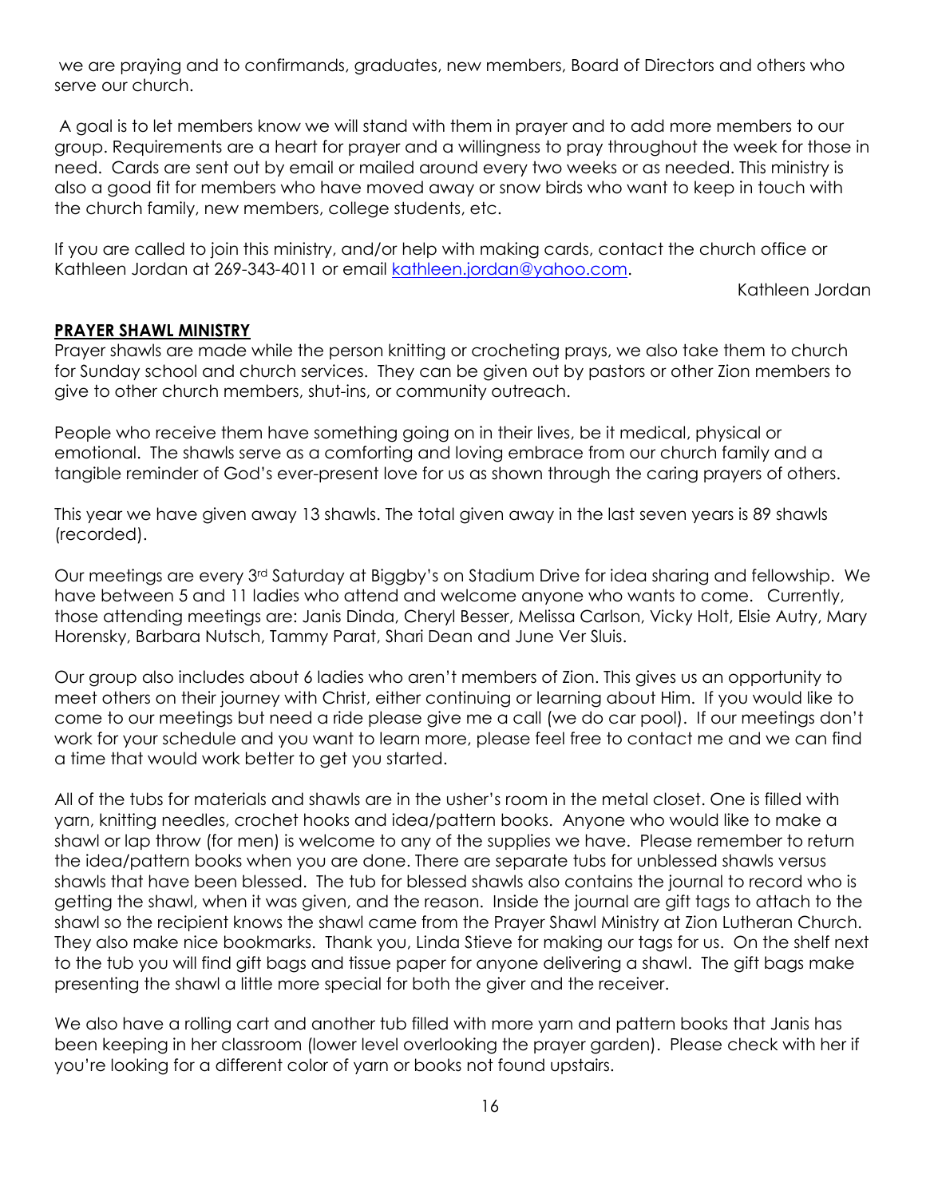we are praying and to confirmands, graduates, new members, Board of Directors and others who serve our church.

A goal is to let members know we will stand with them in prayer and to add more members to our group. Requirements are a heart for prayer and a willingness to pray throughout the week for those in need. Cards are sent out by email or mailed around every two weeks or as needed. This ministry is also a good fit for members who have moved away or snow birds who want to keep in touch with the church family, new members, college students, etc.

If you are called to join this ministry, and/or help with making cards, contact the church office or Kathleen Jordan at 269-343-4011 or email kathleen.jordan@yahoo.com.

Kathleen Jordan

## PRAYER SHAWL MINISTRY

Prayer shawls are made while the person knitting or crocheting prays, we also take them to church for Sunday school and church services. They can be given out by pastors or other Zion members to give to other church members, shut-ins, or community outreach.

People who receive them have something going on in their lives, be it medical, physical or emotional. The shawls serve as a comforting and loving embrace from our church family and a tangible reminder of God's ever-present love for us as shown through the caring prayers of others.

This year we have given away 13 shawls. The total given away in the last seven years is 89 shawls (recorded).

Our meetings are every 3rd Saturday at Biggby's on Stadium Drive for idea sharing and fellowship. We have between 5 and 11 ladies who attend and welcome anyone who wants to come. Currently, those attending meetings are: Janis Dinda, Cheryl Besser, Melissa Carlson, Vicky Holt, Elsie Autry, Mary Horensky, Barbara Nutsch, Tammy Parat, Shari Dean and June Ver Sluis.

Our group also includes about 6 ladies who aren't members of Zion. This gives us an opportunity to meet others on their journey with Christ, either continuing or learning about Him. If you would like to come to our meetings but need a ride please give me a call (we do car pool). If our meetings don't work for your schedule and you want to learn more, please feel free to contact me and we can find a time that would work better to get you started.

All of the tubs for materials and shawls are in the usher's room in the metal closet. One is filled with yarn, knitting needles, crochet hooks and idea/pattern books. Anyone who would like to make a shawl or lap throw (for men) is welcome to any of the supplies we have. Please remember to return the idea/pattern books when you are done. There are separate tubs for unblessed shawls versus shawls that have been blessed. The tub for blessed shawls also contains the journal to record who is getting the shawl, when it was given, and the reason. Inside the journal are gift tags to attach to the shawl so the recipient knows the shawl came from the Prayer Shawl Ministry at Zion Lutheran Church. They also make nice bookmarks. Thank you, Linda Stieve for making our tags for us. On the shelf next to the tub you will find gift bags and tissue paper for anyone delivering a shawl. The gift bags make presenting the shawl a little more special for both the giver and the receiver.

We also have a rolling cart and another tub filled with more yarn and pattern books that Janis has been keeping in her classroom (lower level overlooking the prayer garden). Please check with her if you're looking for a different color of yarn or books not found upstairs.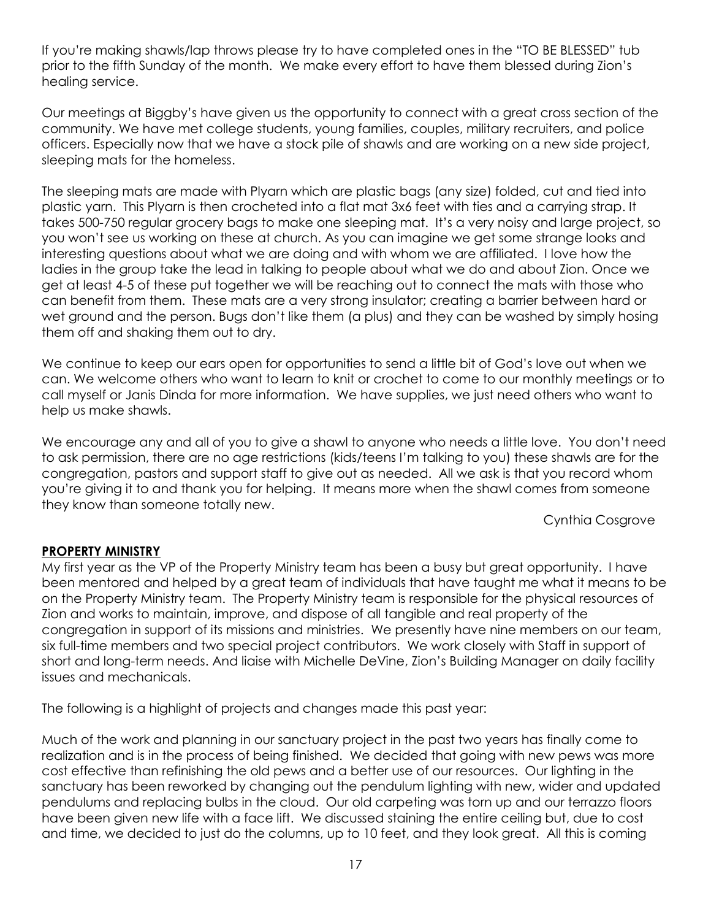If you're making shawls/lap throws please try to have completed ones in the "TO BE BLESSED" tub prior to the fifth Sunday of the month. We make every effort to have them blessed during Zion's healing service.

Our meetings at Biggby's have given us the opportunity to connect with a great cross section of the community. We have met college students, young families, couples, military recruiters, and police officers. Especially now that we have a stock pile of shawls and are working on a new side project, sleeping mats for the homeless.

The sleeping mats are made with Plyarn which are plastic bags (any size) folded, cut and tied into plastic yarn. This Plyarn is then crocheted into a flat mat 3x6 feet with ties and a carrying strap. It takes 500-750 regular grocery bags to make one sleeping mat. It's a very noisy and large project, so you won't see us working on these at church. As you can imagine we get some strange looks and interesting questions about what we are doing and with whom we are affiliated. I love how the ladies in the group take the lead in talking to people about what we do and about Zion. Once we get at least 4-5 of these put together we will be reaching out to connect the mats with those who can benefit from them. These mats are a very strong insulator; creating a barrier between hard or wet ground and the person. Bugs don't like them (a plus) and they can be washed by simply hosing them off and shaking them out to dry.

We continue to keep our ears open for opportunities to send a little bit of God's love out when we can. We welcome others who want to learn to knit or crochet to come to our monthly meetings or to call myself or Janis Dinda for more information. We have supplies, we just need others who want to help us make shawls.

We encourage any and all of you to give a shawl to anyone who needs a little love. You don't need to ask permission, there are no age restrictions (kids/teens I'm talking to you) these shawls are for the congregation, pastors and support staff to give out as needed. All we ask is that you record whom you're giving it to and thank you for helping. It means more when the shawl comes from someone they know than someone totally new.

Cynthia Cosgrove

**PROPERTY MINISTRY**

My first year as the VP of the Property Ministry team has been a busy but great opportunity. I have been mentored and helped by a great team of individuals that have taught me what it means to be on the Property Ministry team. The Property Ministry team is responsible for the physical resources of Zion and works to maintain, improve, and dispose of all tangible and real property of the congregation in support of its missions and ministries. We presently have nine members on our team, six full-time members and two special project contributors. We work closely with Staff in support of short and long-term needs. And liaise with Michelle DeVine, Zion's Building Manager on daily facility issues and mechanicals.

The following is a highlight of projects and changes made this past year:

Much of the work and planning in our sanctuary project in the past two years has finally come to realization and is in the process of being finished. We decided that going with new pews was more cost effective than refinishing the old pews and a better use of our resources. Our lighting in the sanctuary has been reworked by changing out the pendulum lighting with new, wider and updated pendulums and replacing bulbs in the cloud. Our old carpeting was torn up and our terrazzo floors have been given new life with a face lift. We discussed staining the entire ceiling but, due to cost and time, we decided to just do the columns, up to 10 feet, and they look great. All this is coming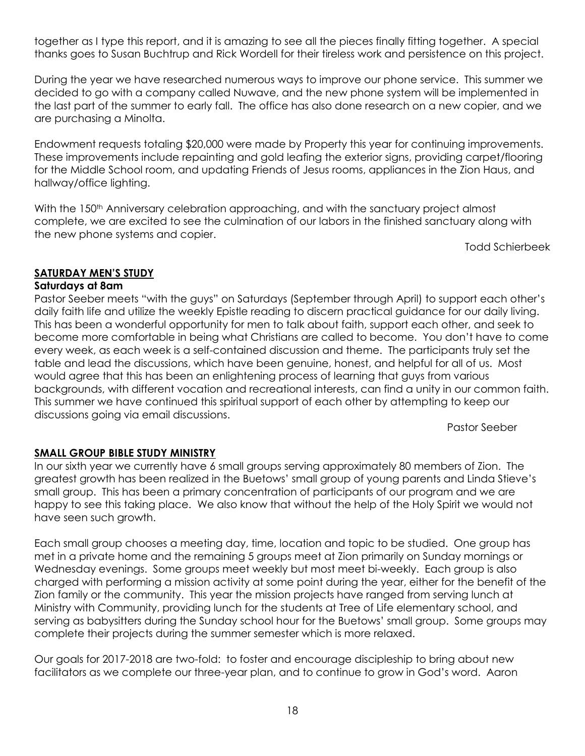together as I type this report, and it is amazing to see all the pieces finally fitting together. A special thanks goes to Susan Buchtrup and Rick Wordell for their tireless work and persistence on this project.

During the year we have researched numerous ways to improve our phone service. This summer we decided to go with a company called Nuwave, and the new phone system will be implemented in the last part of the summer to early fall. The office has also done research on a new copier, and we are purchasing a Minolta.

Endowment requests totaling $20,000 were made by Property this year for continuing improvements. These improvements include repainting and gold leafing the exterior signs, providing carpet/flooring for the Middle School room, and updating Friends of Jesus rooms, appliances in the Zion Haus, and hallway/office lighting.

With the 150th Anniversary celebration approaching, and with the sanctuary project almost complete, we are excited to see the culmination of our labors in the finished sanctuary along with the new phone systems and copier.

Todd Schierbeek

## SATURDAY MEN'S STUDY

**Saturdays at 8am**

Pastor Seeber meets "with the guys" on Saturdays (September through April) to support each other's daily faith life and utilize the weekly Epistle reading to discern practical guidance for our daily living. This has been a wonderful opportunity for men to talk about faith, support each other, and seek to become more comfortable in being what Christians are called to become. You don't have to come every week, as each week is a self-contained discussion and theme. The participants truly set the table and lead the discussions, which have been genuine, honest, and helpful for all of us. Most would agree that this has been an enlightening process of learning that guys from various backgrounds, with different vocation and recreational interests, can find a unity in our common faith. This summer we have continued this spiritual support of each other by attempting to keep our discussions going via email discussions.

Pastor Seeber

## SMALL GROUP BIBLE STUDY MINISTRY

In our sixth year we currently have 6 small groups serving approximately 80 members of Zion. The greatest growth has been realized in the Buetows' small group of young parents and Linda Stieve's small group. This has been a primary concentration of participants of our program and we are happy to see this taking place. We also know that without the help of the Holy Spirit we would not have seen such growth.

Each small group chooses a meeting day, time, location and topic to be studied. One group has met in a private home and the remaining 5 groups meet at Zion primarily on Sunday mornings or Wednesday evenings. Some groups meet weekly but most meet bi-weekly. Each group is also charged with performing a mission activity at some point during the year, either for the benefit of the Zion family or the community. This year the mission projects have ranged from serving lunch at Ministry with Community, providing lunch for the students at Tree of Life elementary school, and serving as babysitters during the Sunday school hour for the Buetows' small group. Some groups may complete their projects during the summer semester which is more relaxed.

Our goals for 2017-2018 are two-fold: to foster and encourage discipleship to bring about new facilitators as we complete our three-year plan, and to continue to grow in God's word. Aaron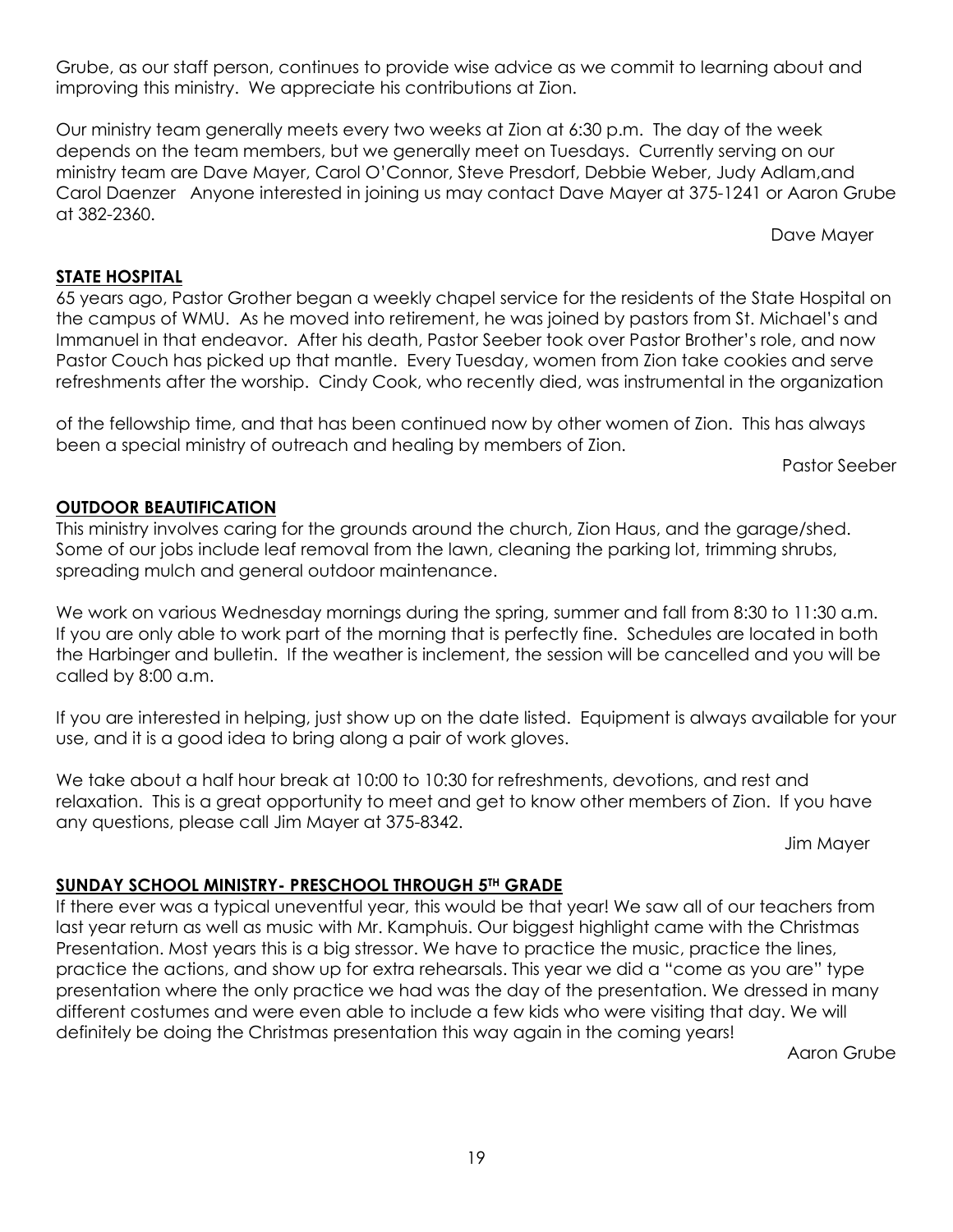Grube, as our staff person, continues to provide wise advice as we commit to learning about and improving this ministry. We appreciate his contributions at Zion.

Our ministry team generally meets every two weeks at Zion at 6:30 p.m. The day of the week depends on the team members, but we generally meet on Tuesdays. Currently serving on our ministry team are Dave Mayer, Carol O'Connor, Steve Presdorf, Debbie Weber, Judy Adlam,and Carol Daenzer Anyone interested in joining us may contact Dave Mayer at 375-1241 or Aaron Grube at 382-2360.

Dave Mayer

## STATE HOSPITAL

65 years ago, Pastor Grother began a weekly chapel service for the residents of the State Hospital on the campus of WMU. As he moved into retirement, he was joined by pastors from St. Michael's and Immanuel in that endeavor. After his death, Pastor Seeber took over Pastor Brother's role, and now Pastor Couch has picked up that mantle. Every Tuesday, women from Zion take cookies and serve refreshments after the worship. Cindy Cook, who recently died, was instrumental in the organization of the fellowship time, and that has been continued now by other women of Zion. This has always been a special ministry of outreach and healing by members of Zion.

Pastor Seeber

## OUTDOOR BEAUTIFICATION

This ministry involves caring for the grounds around the church, Zion Haus, and the garage/shed. Some of our jobs include leaf removal from the lawn, cleaning the parking lot, trimming shrubs, spreading mulch and general outdoor maintenance.

We work on various Wednesday mornings during the spring, summer and fall from 8:30 to 11:30 a.m. If you are only able to work part of the morning that is perfectly fine. Schedules are located in both the Harbinger and bulletin. If the weather is inclement, the session will be cancelled and you will be called by 8:00 a.m.

If you are interested in helping, just show up on the date listed. Equipment is always available for your use, and it is a good idea to bring along a pair of work gloves.

We take about a half hour break at 10:00 to 10:30 for refreshments, devotions, and rest and relaxation. This is a great opportunity to meet and get to know other members of Zion. If you have any questions, please call Jim Mayer at 375-8342.

Jim Mayer

## SUNDAY SCHOOL MINISTRY- PRESCHOOL THROUGH 5TH GRADE

If there ever was a typical uneventful year, this would be that year! We saw all of our teachers from last year return as well as music with Mr. Kamphuis. Our biggest highlight came with the Christmas Presentation. Most years this is a big stressor. We have to practice the music, practice the lines, practice the actions, and show up for extra rehearsals. This year we did a "come as you are" type presentation where the only practice we had was the day of the presentation. We dressed in many different costumes and were even able to include a few kids who were visiting that day. We will definitely be doing the Christmas presentation this way again in the coming years!

Aaron Grube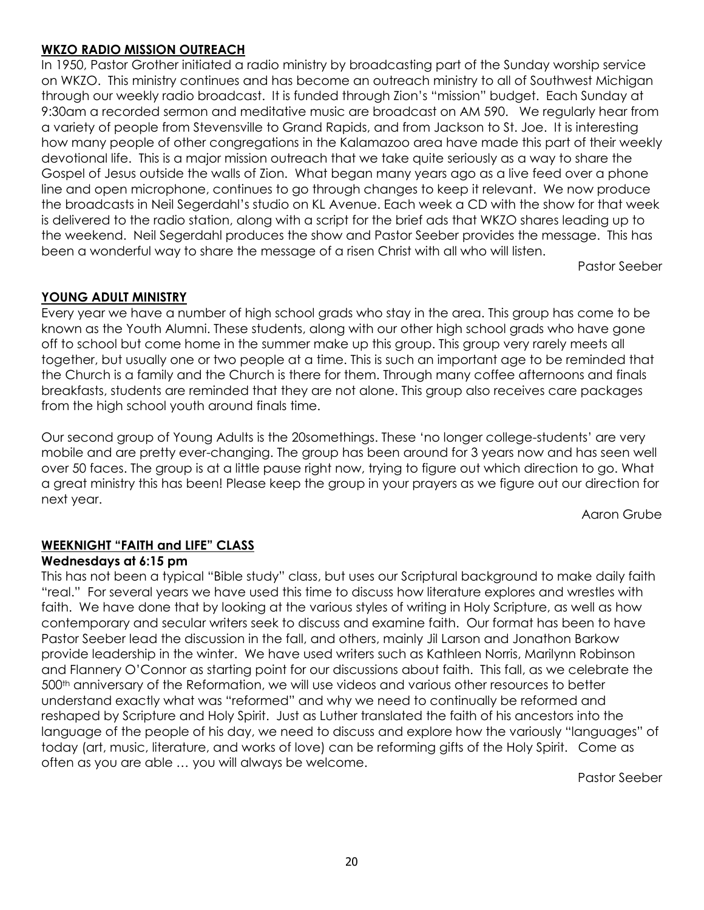## WKZO RADIO MISSION OUTREACH

In 1950, Pastor Grother initiated a radio ministry by broadcasting part of the Sunday worship service on WKZO. This ministry continues and has become an outreach ministry to all of Southwest Michigan through our weekly radio broadcast. It is funded through Zion's "mission" budget. Each Sunday at 9:30am a recorded sermon and meditative music are broadcast on AM 590. We regularly hear from a variety of people from Stevensville to Grand Rapids, and from Jackson to St. Joe. It is interesting how many people of other congregations in the Kalamazoo area have made this part of their weekly devotional life. This is a major mission outreach that we take quite seriously as a way to share the Gospel of Jesus outside the walls of Zion. What began many years ago as a live feed over a phone line and open microphone, continues to go through changes to keep it relevant. We now produce the broadcasts in Neil Segerdahl's studio on KL Avenue. Each week a CD with the show for that week is delivered to the radio station, along with a script for the brief ads that WKZO shares leading up to the weekend. Neil Segerdahl produces the show and Pastor Seeber provides the message. This has been a wonderful way to share the message of a risen Christ with all who will listen.

Pastor Seeber

## YOUNG ADULT MINISTRY

Every year we have a number of high school grads who stay in the area. This group has come to be known as the Youth Alumni. These students, along with our other high school grads who have gone off to school but come home in the summer make up this group. This group very rarely meets all together, but usually one or two people at a time. This is such an important age to be reminded that the Church is a family and the Church is there for them. Through many coffee afternoons and finals breakfasts, students are reminded that they are not alone. This group also receives care packages from the high school youth around finals time.

Our second group of Young Adults is the 20somethings. These 'no longer college-students' are very mobile and are pretty ever-changing. The group has been around for 3 years now and has seen well over 50 faces. The group is at a little pause right now, trying to figure out which direction to go. What a great ministry this has been! Please keep the group in your prayers as we figure out our direction for next year.

Aaron Grube

## WEEKNIGHT "FAITH and LIFE" CLASS

**Wednesdays at 6:15 pm**

This has not been a typical "Bible study" class, but uses our Scriptural background to make daily faith "real." For several years we have used this time to discuss how literature explores and wrestles with faith. We have done that by looking at the various styles of writing in Holy Scripture, as well as how contemporary and secular writers seek to discuss and examine faith. Our format has been to have Pastor Seeber lead the discussion in the fall, and others, mainly Jil Larson and Jonathon Barkow provide leadership in the winter. We have used writers such as Kathleen Norris, Marilynn Robinson and Flannery O'Connor as starting point for our discussions about faith. This fall, as we celebrate the 500th anniversary of the Reformation, we will use videos and various other resources to better understand exactly what was "reformed" and why we need to continually be reformed and reshaped by Scripture and Holy Spirit. Just as Luther translated the faith of his ancestors into the language of the people of his day, we need to discuss and explore how the variously "languages" of today (art, music, literature, and works of love) can be reforming gifts of the Holy Spirit. Come as often as you are able … you will always be welcome.

Pastor Seeber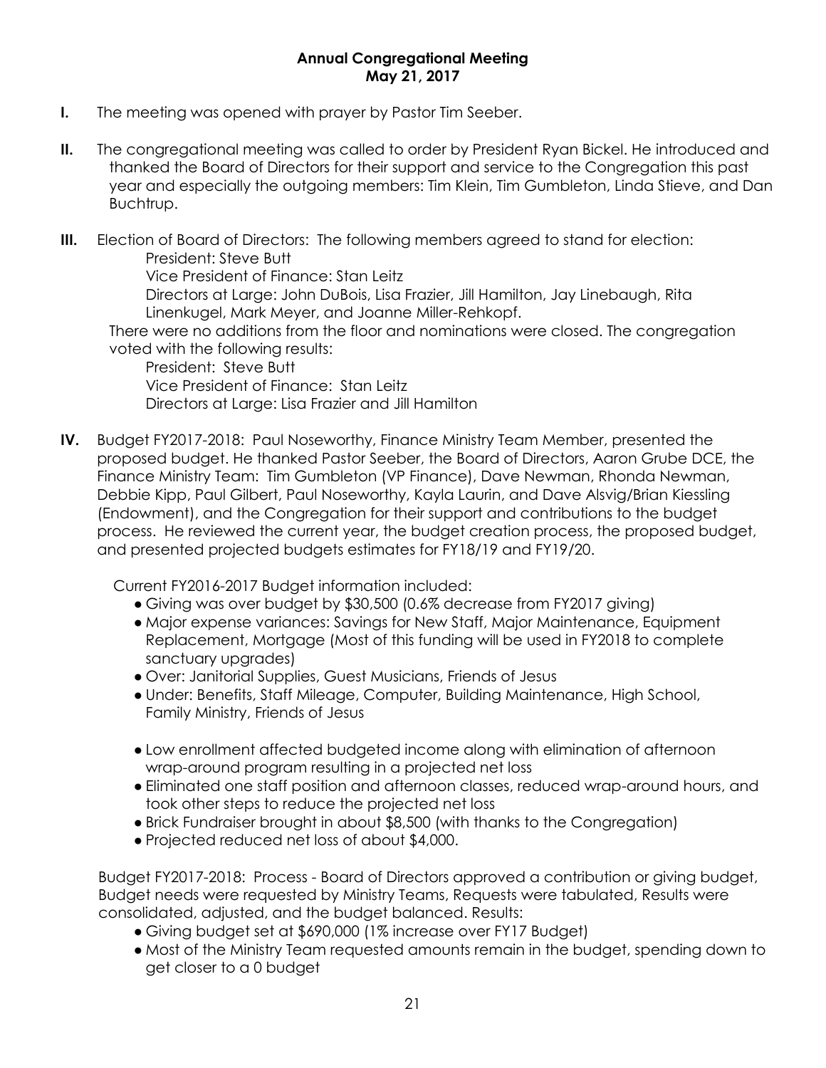# Annual Congregational Meeting
## May 21, 2017

**I.** The meeting was opened with prayer by Pastor Tim Seeber.

**II.** The congregational meeting was called to order by President Ryan Bickel. He introduced and thanked the Board of Directors for their support and service to the Congregation this past year and especially the outgoing members: Tim Klein, Tim Gumbleton, Linda Stieve, and Dan Buchtrup.

**III.** Election of Board of Directors: The following members agreed to stand for election:

President: Steve Butt
Vice President of Finance: Stan Leitz
Directors at Large: John DuBois, Lisa Frazier, Jill Hamilton, Jay Linebaugh, Rita Linenkugel, Mark Meyer, and Joanne Miller-Rehkopf.

There were no additions from the floor and nominations were closed. The congregation voted with the following results:

President: Steve Butt
Vice President of Finance: Stan Leitz
Directors at Large: Lisa Frazier and Jill Hamilton

**IV.** Budget FY2017-2018: Paul Noseworthy, Finance Ministry Team Member, presented the proposed budget. He thanked Pastor Seeber, the Board of Directors, Aaron Grube DCE, the Finance Ministry Team: Tim Gumbleton (VP Finance), Dave Newman, Rhonda Newman, Debbie Kipp, Paul Gilbert, Paul Noseworthy, Kayla Laurin, and Dave Alsvig/Brian Kiessling (Endowment), and the Congregation for their support and contributions to the budget process. He reviewed the current year, the budget creation process, the proposed budget, and presented projected budgets estimates for FY18/19 and FY19/20.

Current FY2016-2017 Budget information included:

- Giving was over budget by $30,500 (0.6% decrease from FY2017 giving)
- Major expense variances: Savings for New Staff, Major Maintenance, Equipment Replacement, Mortgage (Most of this funding will be used in FY2018 to complete sanctuary upgrades)
- Over: Janitorial Supplies, Guest Musicians, Friends of Jesus
- Under: Benefits, Staff Mileage, Computer, Building Maintenance, High School, Family Ministry, Friends of Jesus

- Low enrollment affected budgeted income along with elimination of afternoon wrap-around program resulting in a projected net loss
- Eliminated one staff position and afternoon classes, reduced wrap-around hours, and took other steps to reduce the projected net loss
- Brick Fundraiser brought in about $8,500 (with thanks to the Congregation)
- Projected reduced net loss of about $4,000.

Budget FY2017-2018: Process - Board of Directors approved a contribution or giving budget, Budget needs were requested by Ministry Teams, Requests were tabulated, Results were consolidated, adjusted, and the budget balanced. Results:

- Giving budget set at $690,000 (1% increase over FY17 Budget)
- Most of the Ministry Team requested amounts remain in the budget, spending down to get closer to a 0 budget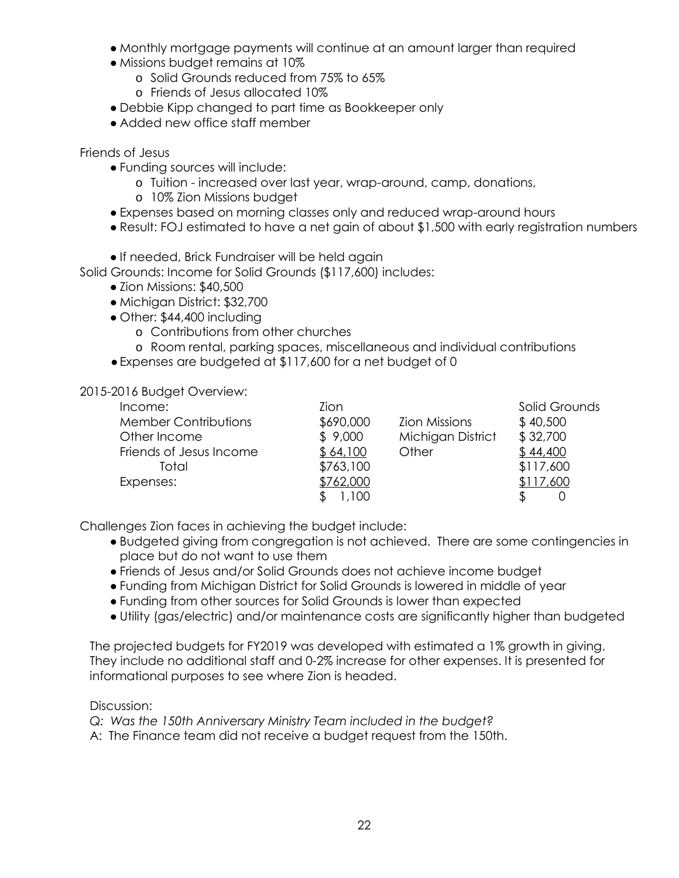- Monthly mortgage payments will continue at an amount larger than required
- Missions budget remains at 10%
  - Solid Grounds reduced from 75% to 65%
  - Friends of Jesus allocated 10%
- Debbie Kipp changed to part time as Bookkeeper only
- Added new office staff member

Friends of Jesus

- Funding sources will include:
  - Tuition - increased over last year, wrap-around, camp, donations,
  - 10% Zion Missions budget
- Expenses based on morning classes only and reduced wrap-around hours
- Result: FOJ estimated to have a net gain of about $1,500 with early registration numbers

- If needed, Brick Fundraiser will be held again

Solid Grounds: Income for Solid Grounds ($117,600) includes:

- Zion Missions: $40,500
- Michigan District: $32,700
- Other: $44,400 including
  - Contributions from other churches
  - Room rental, parking spaces, miscellaneous and individual contributions
- Expenses are budgeted at $117,600 for a net budget of 0

2015-2016 Budget Overview:

| Income: | Zion | | Solid Grounds |
|---|---|---|---|
| Member Contributions | $690,000 | Zion Missions | $ 40,500 |
| Other Income | $ 9,000 | Michigan District | $ 32,700 |
| Friends of Jesus Income | $ 64,100 | Other | $ 44,400 |
| Total | $763,100 | | $117,600 |
| Expenses: | $762,000 | | $117,600 |
| | $ 1,100 | | $ 0 |

Challenges Zion faces in achieving the budget include:

- Budgeted giving from congregation is not achieved. There are some contingencies in place but do not want to use them
- Friends of Jesus and/or Solid Grounds does not achieve income budget
- Funding from Michigan District for Solid Grounds is lowered in middle of year
- Funding from other sources for Solid Grounds is lower than expected
- Utility (gas/electric) and/or maintenance costs are significantly higher than budgeted

The projected budgets for FY2019 was developed with estimated a 1% growth in giving. They include no additional staff and 0-2% increase for other expenses. It is presented for informational purposes to see where Zion is headed.

Discussion:

*Q: Was the 150th Anniversary Ministry Team included in the budget?*

A: The Finance team did not receive a budget request from the 150th.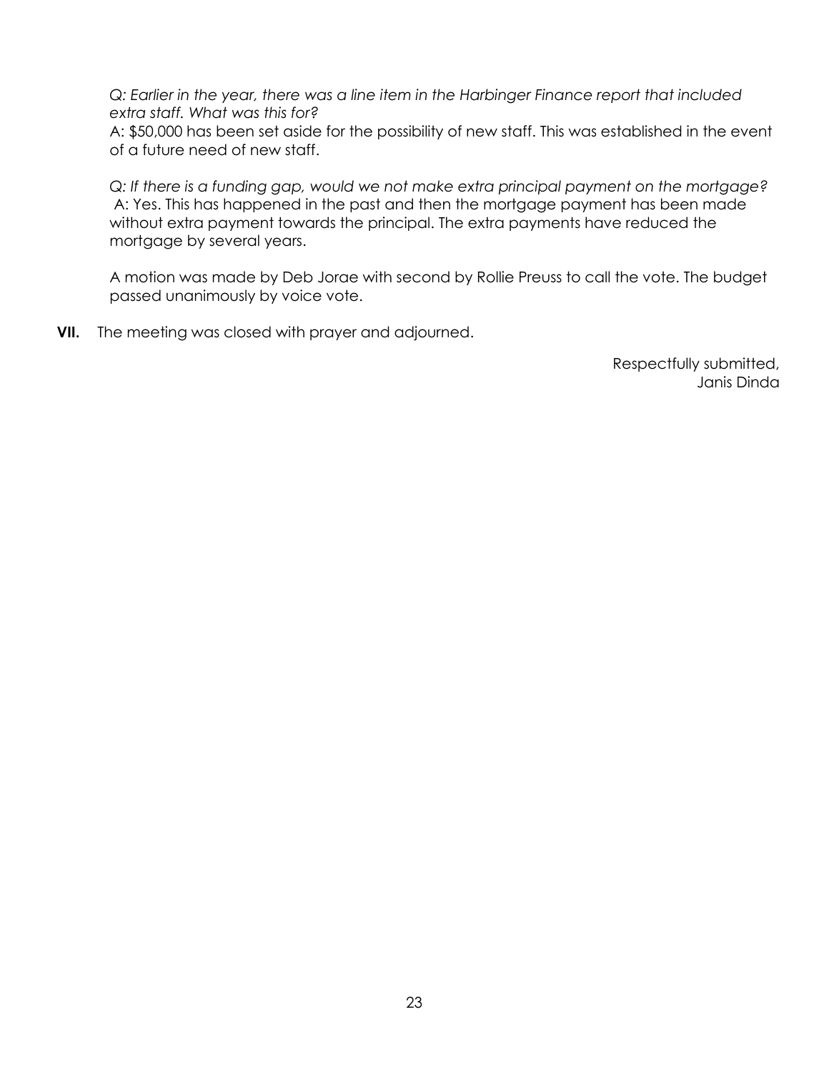*Q: Earlier in the year, there was a line item in the Harbinger Finance report that included extra staff. What was this for?*

A: $50,000 has been set aside for the possibility of new staff. This was established in the event of a future need of new staff.

*Q: If there is a funding gap, would we not make extra principal payment on the mortgage?*

A: Yes. This has happened in the past and then the mortgage payment has been made without extra payment towards the principal. The extra payments have reduced the mortgage by several years.

A motion was made by Deb Jorae with second by Rollie Preuss to call the vote. The budget passed unanimously by voice vote.

**VII.** The meeting was closed with prayer and adjourned.

Respectfully submitted,
Janis Dinda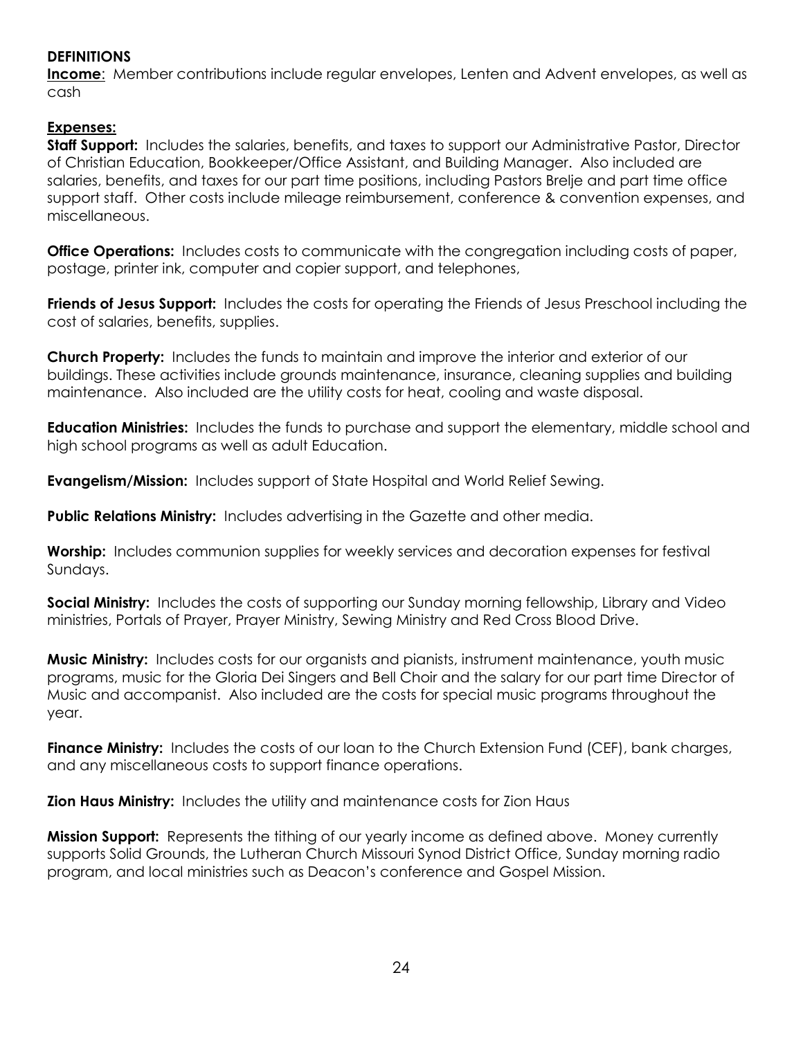## DEFINITIONS

**Income**: Member contributions include regular envelopes, Lenten and Advent envelopes, as well as cash

**Expenses:**

**Staff Support:** Includes the salaries, benefits, and taxes to support our Administrative Pastor, Director of Christian Education, Bookkeeper/Office Assistant, and Building Manager. Also included are salaries, benefits, and taxes for our part time positions, including Pastors Brelje and part time office support staff. Other costs include mileage reimbursement, conference & convention expenses, and miscellaneous.

**Office Operations:** Includes costs to communicate with the congregation including costs of paper, postage, printer ink, computer and copier support, and telephones,

**Friends of Jesus Support:** Includes the costs for operating the Friends of Jesus Preschool including the cost of salaries, benefits, supplies.

**Church Property:** Includes the funds to maintain and improve the interior and exterior of our buildings. These activities include grounds maintenance, insurance, cleaning supplies and building maintenance. Also included are the utility costs for heat, cooling and waste disposal.

**Education Ministries:** Includes the funds to purchase and support the elementary, middle school and high school programs as well as adult Education.

**Evangelism/Mission:** Includes support of State Hospital and World Relief Sewing.

**Public Relations Ministry:** Includes advertising in the Gazette and other media.

**Worship:** Includes communion supplies for weekly services and decoration expenses for festival Sundays.

**Social Ministry:** Includes the costs of supporting our Sunday morning fellowship, Library and Video ministries, Portals of Prayer, Prayer Ministry, Sewing Ministry and Red Cross Blood Drive.

**Music Ministry:** Includes costs for our organists and pianists, instrument maintenance, youth music programs, music for the Gloria Dei Singers and Bell Choir and the salary for our part time Director of Music and accompanist. Also included are the costs for special music programs throughout the year.

**Finance Ministry:** Includes the costs of our loan to the Church Extension Fund (CEF), bank charges, and any miscellaneous costs to support finance operations.

**Zion Haus Ministry:** Includes the utility and maintenance costs for Zion Haus

**Mission Support:** Represents the tithing of our yearly income as defined above. Money currently supports Solid Grounds, the Lutheran Church Missouri Synod District Office, Sunday morning radio program, and local ministries such as Deacon's conference and Gospel Mission.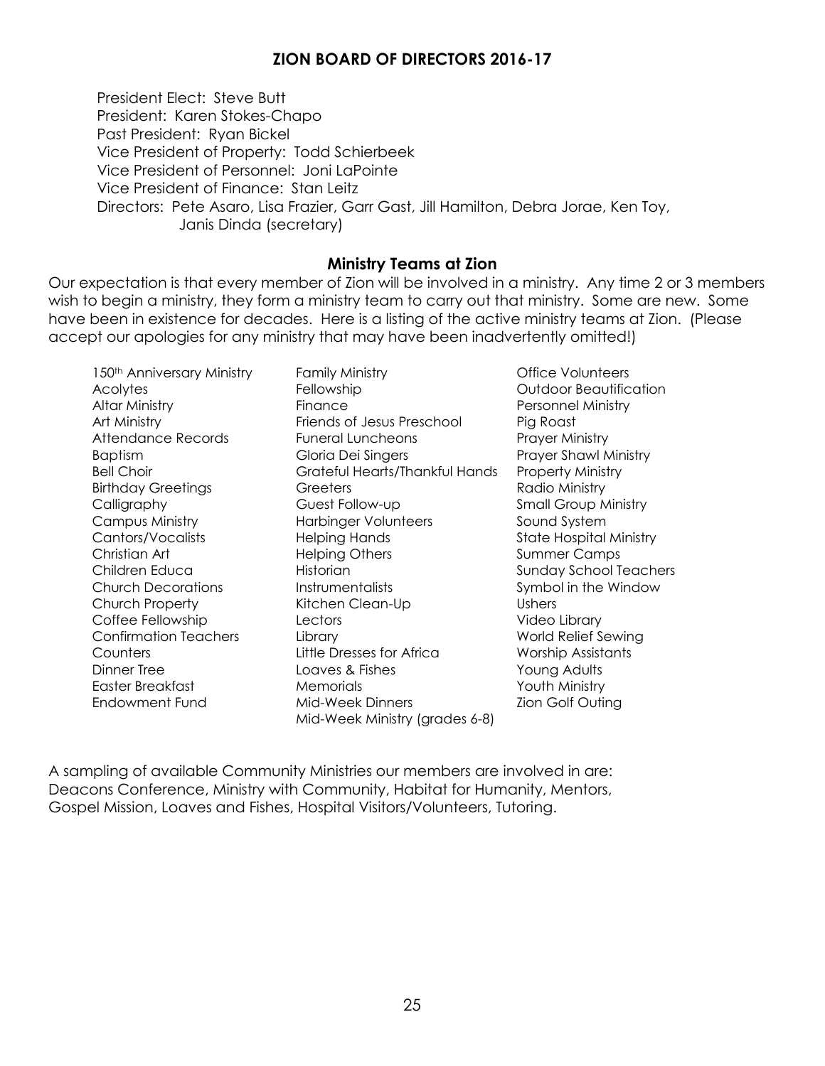## ZION BOARD OF DIRECTORS 2016-17

President Elect: Steve Butt
President: Karen Stokes-Chapo
Past President: Ryan Bickel
Vice President of Property: Todd Schierbeek
Vice President of Personnel: Joni LaPointe
Vice President of Finance: Stan Leitz
Directors: Pete Asaro, Lisa Frazier, Garr Gast, Jill Hamilton, Debra Jorae, Ken Toy, Janis Dinda (secretary)

### Ministry Teams at Zion

Our expectation is that every member of Zion will be involved in a ministry. Any time 2 or 3 members wish to begin a ministry, they form a ministry team to carry out that ministry. Some are new. Some have been in existence for decades. Here is a listing of the active ministry teams at Zion. (Please accept our apologies for any ministry that may have been inadvertently omitted!)

150th Anniversary Ministry
Acolytes
Altar Ministry
Art Ministry
Attendance Records
Baptism
Bell Choir
Birthday Greetings
Calligraphy
Campus Ministry
Cantors/Vocalists
Christian Art
Children Educa
Church Decorations
Church Property
Coffee Fellowship
Confirmation Teachers
Counters
Dinner Tree
Easter Breakfast
Endowment Fund
Family Ministry
Fellowship
Finance
Friends of Jesus Preschool
Funeral Luncheons
Gloria Dei Singers
Grateful Hearts/Thankful Hands
Greeters
Guest Follow-up
Harbinger Volunteers
Helping Hands
Helping Others
Historian
Instrumentalists
Kitchen Clean-Up
Lectors
Library
Little Dresses for Africa
Loaves & Fishes
Memorials
Mid-Week Dinners
Mid-Week Ministry (grades 6-8)
Office Volunteers
Outdoor Beautification
Personnel Ministry
Pig Roast
Prayer Ministry
Prayer Shawl Ministry
Property Ministry
Radio Ministry
Small Group Ministry
Sound System
State Hospital Ministry
Summer Camps
Sunday School Teachers
Symbol in the Window
Ushers
Video Library
World Relief Sewing
Worship Assistants
Young Adults
Youth Ministry
Zion Golf Outing

A sampling of available Community Ministries our members are involved in are: Deacons Conference, Ministry with Community, Habitat for Humanity, Mentors, Gospel Mission, Loaves and Fishes, Hospital Visitors/Volunteers, Tutoring.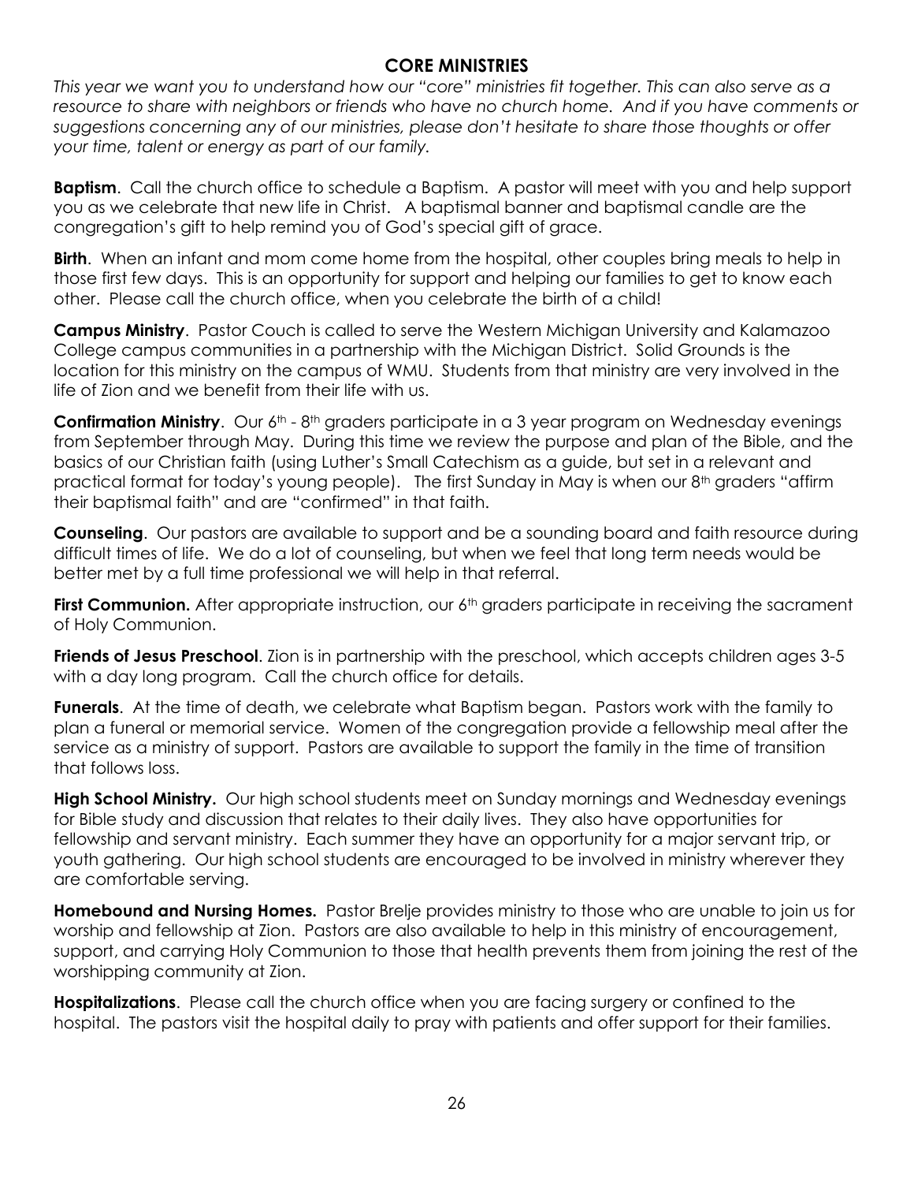## CORE MINISTRIES

*This year we want you to understand how our "core" ministries fit together. This can also serve as a resource to share with neighbors or friends who have no church home. And if you have comments or suggestions concerning any of our ministries, please don't hesitate to share those thoughts or offer your time, talent or energy as part of our family.*

**Baptism**. Call the church office to schedule a Baptism. A pastor will meet with you and help support you as we celebrate that new life in Christ. A baptismal banner and baptismal candle are the congregation's gift to help remind you of God's special gift of grace.

**Birth**. When an infant and mom come home from the hospital, other couples bring meals to help in those first few days. This is an opportunity for support and helping our families to get to know each other. Please call the church office, when you celebrate the birth of a child!

**Campus Ministry**. Pastor Couch is called to serve the Western Michigan University and Kalamazoo College campus communities in a partnership with the Michigan District. Solid Grounds is the location for this ministry on the campus of WMU. Students from that ministry are very involved in the life of Zion and we benefit from their life with us.

**Confirmation Ministry**. Our 6th - 8th graders participate in a 3 year program on Wednesday evenings from September through May. During this time we review the purpose and plan of the Bible, and the basics of our Christian faith (using Luther's Small Catechism as a guide, but set in a relevant and practical format for today's young people). The first Sunday in May is when our 8th graders "affirm their baptismal faith" and are "confirmed" in that faith.

**Counseling**. Our pastors are available to support and be a sounding board and faith resource during difficult times of life. We do a lot of counseling, but when we feel that long term needs would be better met by a full time professional we will help in that referral.

**First Communion.** After appropriate instruction, our 6th graders participate in receiving the sacrament of Holy Communion.

**Friends of Jesus Preschool**. Zion is in partnership with the preschool, which accepts children ages 3-5 with a day long program. Call the church office for details.

**Funerals**. At the time of death, we celebrate what Baptism began. Pastors work with the family to plan a funeral or memorial service. Women of the congregation provide a fellowship meal after the service as a ministry of support. Pastors are available to support the family in the time of transition that follows loss.

**High School Ministry.** Our high school students meet on Sunday mornings and Wednesday evenings for Bible study and discussion that relates to their daily lives. They also have opportunities for fellowship and servant ministry. Each summer they have an opportunity for a major servant trip, or youth gathering. Our high school students are encouraged to be involved in ministry wherever they are comfortable serving.

**Homebound and Nursing Homes.** Pastor Brelje provides ministry to those who are unable to join us for worship and fellowship at Zion. Pastors are also available to help in this ministry of encouragement, support, and carrying Holy Communion to those that health prevents them from joining the rest of the worshipping community at Zion.

**Hospitalizations**. Please call the church office when you are facing surgery or confined to the hospital. The pastors visit the hospital daily to pray with patients and offer support for their families.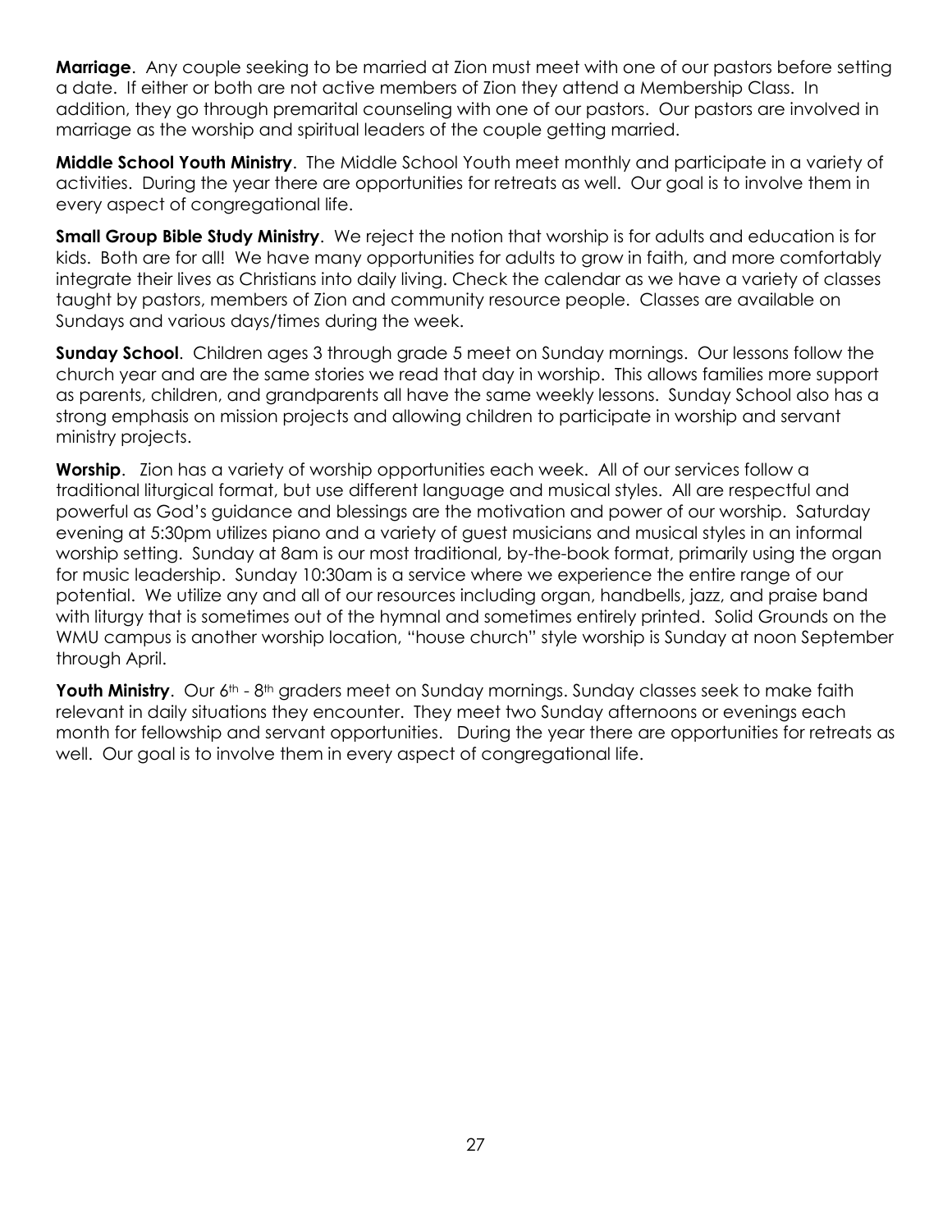**Marriage**. Any couple seeking to be married at Zion must meet with one of our pastors before setting a date. If either or both are not active members of Zion they attend a Membership Class. In addition, they go through premarital counseling with one of our pastors. Our pastors are involved in marriage as the worship and spiritual leaders of the couple getting married.

**Middle School Youth Ministry**. The Middle School Youth meet monthly and participate in a variety of activities. During the year there are opportunities for retreats as well. Our goal is to involve them in every aspect of congregational life.

**Small Group Bible Study Ministry**. We reject the notion that worship is for adults and education is for kids. Both are for all! We have many opportunities for adults to grow in faith, and more comfortably integrate their lives as Christians into daily living. Check the calendar as we have a variety of classes taught by pastors, members of Zion and community resource people. Classes are available on Sundays and various days/times during the week.

**Sunday School**. Children ages 3 through grade 5 meet on Sunday mornings. Our lessons follow the church year and are the same stories we read that day in worship. This allows families more support as parents, children, and grandparents all have the same weekly lessons. Sunday School also has a strong emphasis on mission projects and allowing children to participate in worship and servant ministry projects.

**Worship**. Zion has a variety of worship opportunities each week. All of our services follow a traditional liturgical format, but use different language and musical styles. All are respectful and powerful as God's guidance and blessings are the motivation and power of our worship. Saturday evening at 5:30pm utilizes piano and a variety of guest musicians and musical styles in an informal worship setting. Sunday at 8am is our most traditional, by-the-book format, primarily using the organ for music leadership. Sunday 10:30am is a service where we experience the entire range of our potential. We utilize any and all of our resources including organ, handbells, jazz, and praise band with liturgy that is sometimes out of the hymnal and sometimes entirely printed. Solid Grounds on the WMU campus is another worship location, "house church" style worship is Sunday at noon September through April.

**Youth Ministry**. Our 6th - 8th graders meet on Sunday mornings. Sunday classes seek to make faith relevant in daily situations they encounter. They meet two Sunday afternoons or evenings each month for fellowship and servant opportunities. During the year there are opportunities for retreats as well. Our goal is to involve them in every aspect of congregational life.